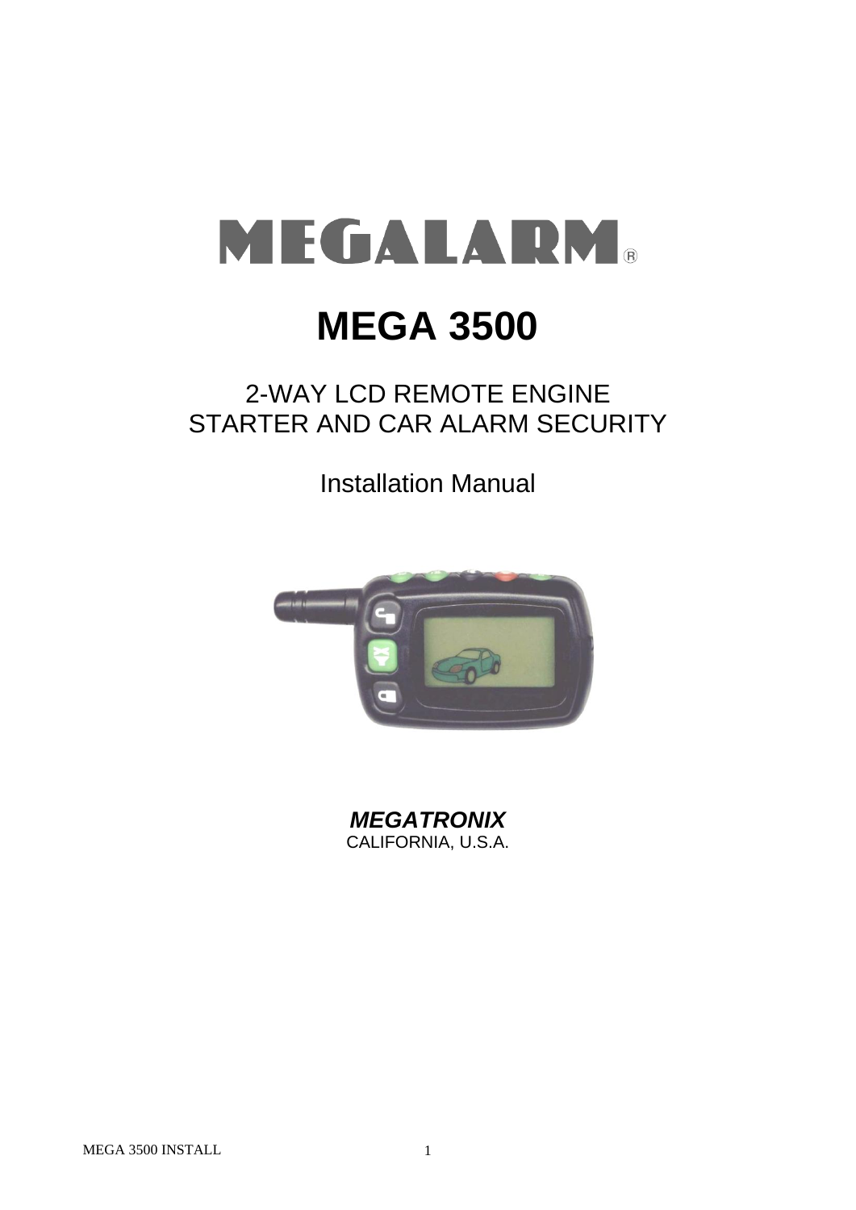# MEGALARM®

# MEGA 3500

## 2-WAY LCD REMOTE ENGINE STARTER AND CAR ALARM SECURITY

## Installation Manual

***MEGATRONIX***
CALIFORNIA, U.S.A.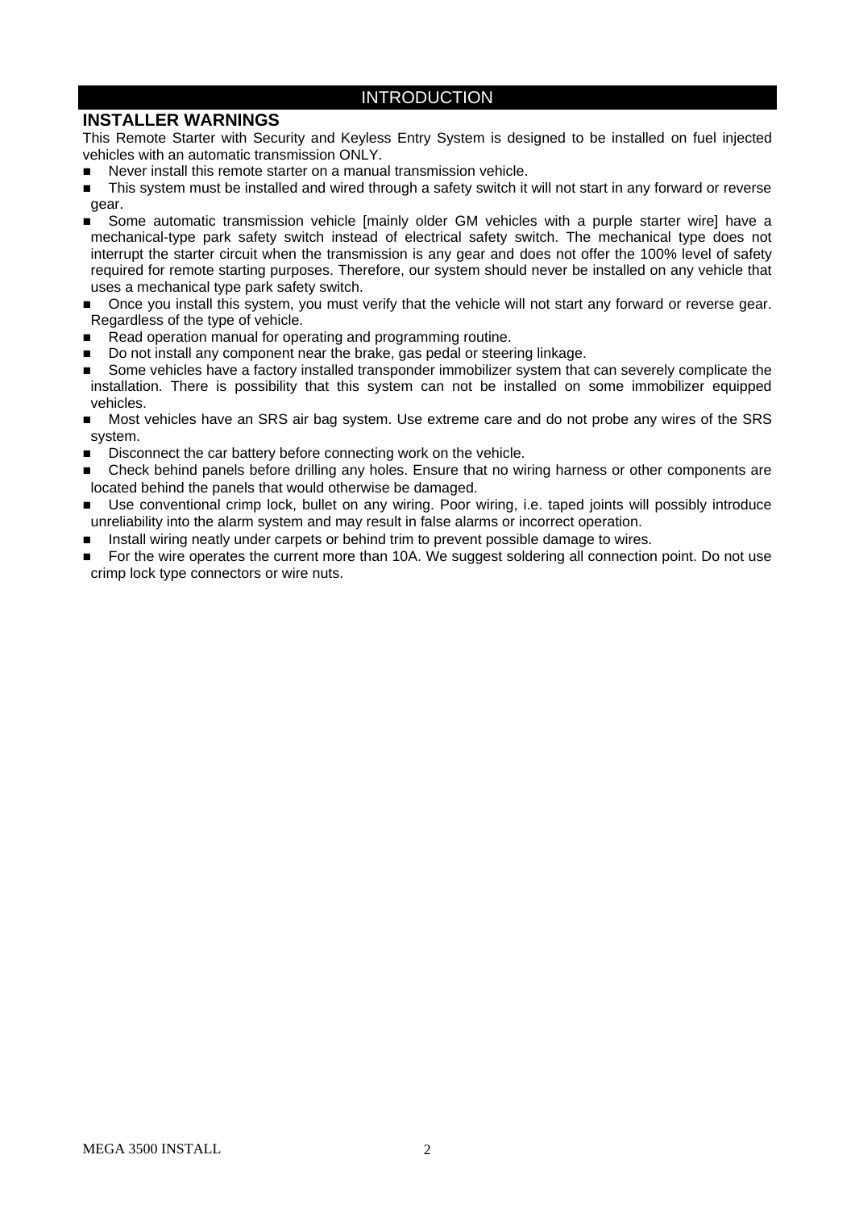# INTRODUCTION

## INSTALLER WARNINGS

This Remote Starter with Security and Keyless Entry System is designed to be installed on fuel injected vehicles with an automatic transmission ONLY.

- Never install this remote starter on a manual transmission vehicle.
- This system must be installed and wired through a safety switch it will not start in any forward or reverse gear.
- Some automatic transmission vehicle [mainly older GM vehicles with a purple starter wire] have a mechanical-type park safety switch instead of electrical safety switch. The mechanical type does not interrupt the starter circuit when the transmission is any gear and does not offer the 100% level of safety required for remote starting purposes. Therefore, our system should never be installed on any vehicle that uses a mechanical type park safety switch.
- Once you install this system, you must verify that the vehicle will not start any forward or reverse gear. Regardless of the type of vehicle.
- Read operation manual for operating and programming routine.
- Do not install any component near the brake, gas pedal or steering linkage.
- Some vehicles have a factory installed transponder immobilizer system that can severely complicate the installation. There is possibility that this system can not be installed on some immobilizer equipped vehicles.
- Most vehicles have an SRS air bag system. Use extreme care and do not probe any wires of the SRS system.
- Disconnect the car battery before connecting work on the vehicle.
- Check behind panels before drilling any holes. Ensure that no wiring harness or other components are located behind the panels that would otherwise be damaged.
- Use conventional crimp lock, bullet on any wiring. Poor wiring, i.e. taped joints will possibly introduce unreliability into the alarm system and may result in false alarms or incorrect operation.
- Install wiring neatly under carpets or behind trim to prevent possible damage to wires.
- For the wire operates the current more than 10A. We suggest soldering all connection point. Do not use crimp lock type connectors or wire nuts.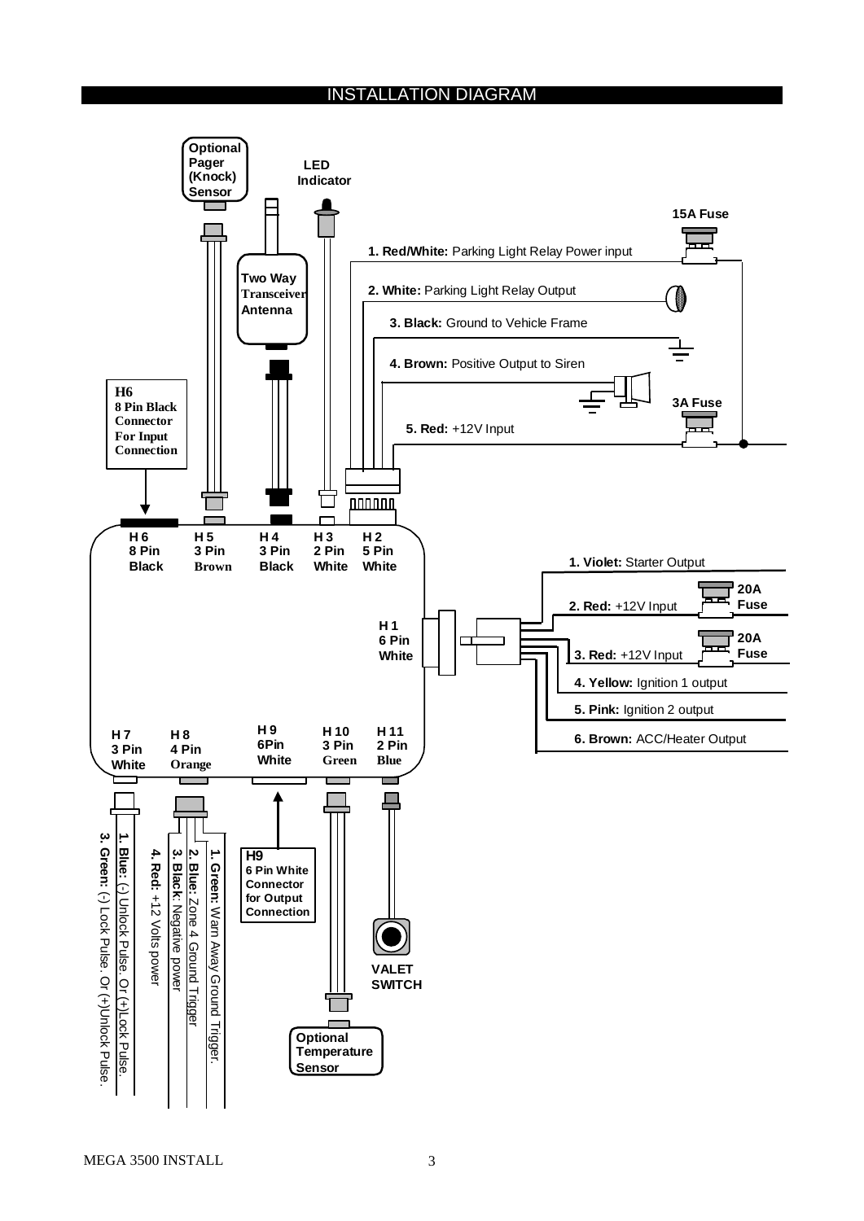## INSTALLATION DIAGRAM

Optional Pager (Knock) Sensor

LED Indicator

Two Way Transceiver Antenna

15A Fuse

1. **Red/White:** Parking Light Relay Power input
2. **White:** Parking Light Relay Output
3. **Black:** Ground to Vehicle Frame
4. **Brown:** Positive Output to Siren
5. **Red:** +12V Input

3A Fuse

**H6**
**8 Pin Black Connector For Input Connection**

| H 6 | H 5 | H 4 | H 3 | H 2 |
|---|---|---|---|---|
| 8 Pin | 3 Pin | 3 Pin | 2 Pin | 5 Pin |
| Black | Brown | Black | White | White |

**H 1**
**6 Pin**
**White**

1. **Violet:** Starter Output
2. **Red:** +12V Input (20A Fuse)
3. **Red:** +12V Input (20A Fuse)
4. **Yellow:** Ignition 1 output
5. **Pink:** Ignition 2 output
6. **Brown:** ACC/Heater Output

| H 7 | H 8 | H 9 | H 10 | H 11 |
|---|---|---|---|---|
| 3 Pin | 4 Pin | 6Pin | 3 Pin | 2 Pin |
| White | Orange | White | Green | Blue |

H7:
1. **Blue:** (-) Unlock Pulse. Or (+)Lock Pulse.
3. **Green:** (-) Lock Pulse. Or (+)Unlock Pulse.

H8:
1. **Green:** Warn Away Ground Trigger.
2. **Blue:** Zone 4 Ground Trigger
3. **Black:** Negative power
4. **Red:** +12 Volts power

**H9**
**6 Pin White Connector for Output Connection**

VALET SWITCH

Optional Temperature Sensor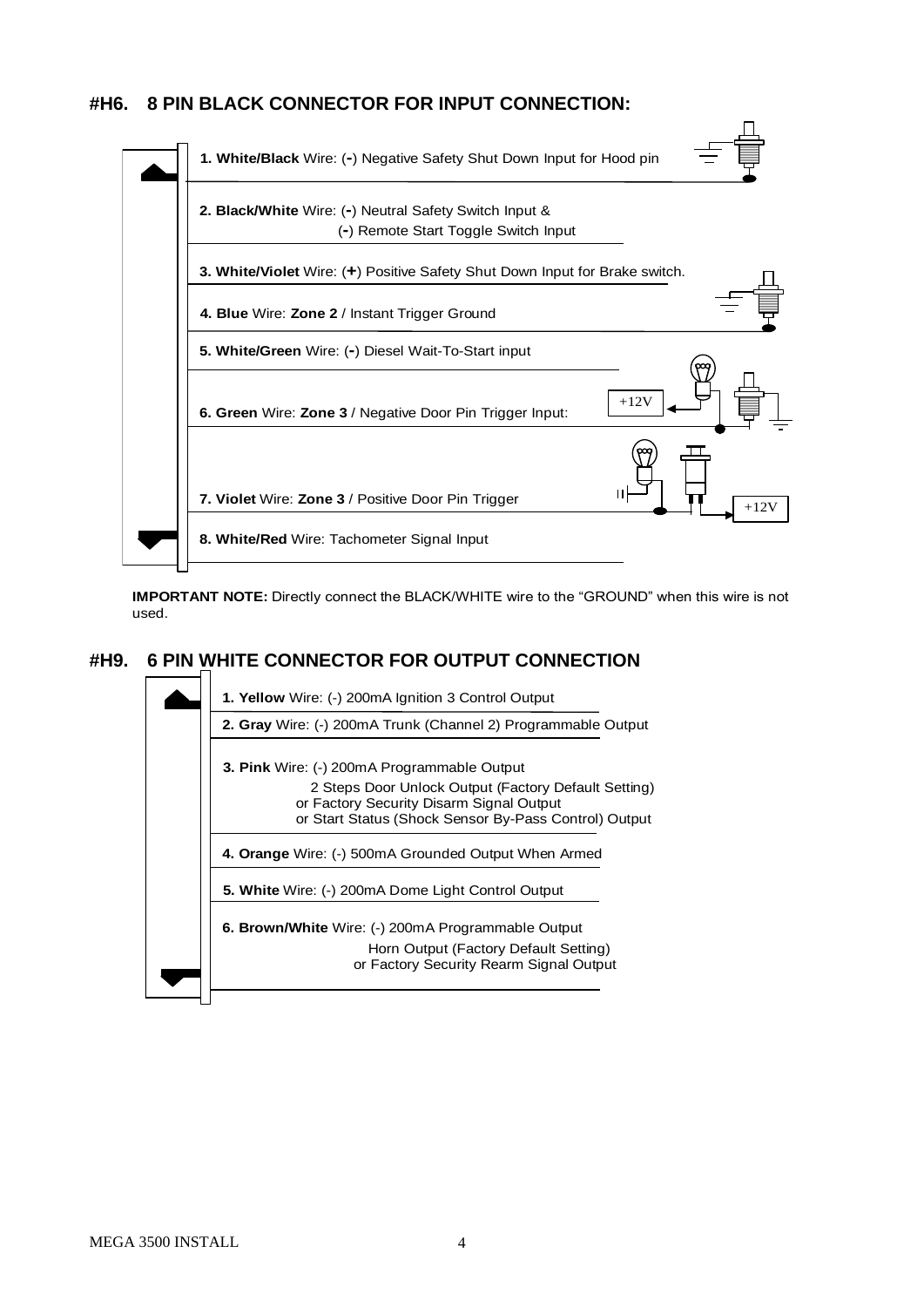## #H6. 8 PIN BLACK CONNECTOR FOR INPUT CONNECTION:

1. **White/Black** Wire: (-) Negative Safety Shut Down Input for Hood pin
2. **Black/White** Wire: (-) Neutral Safety Switch Input &
   (-) Remote Start Toggle Switch Input
3. **White/Violet** Wire: (+) Positive Safety Shut Down Input for Brake switch.
4. **Blue** Wire: **Zone 2** / Instant Trigger Ground
5. **White/Green** Wire: (-) Diesel Wait-To-Start input
6. **Green** Wire: **Zone 3** / Negative Door Pin Trigger Input:
7. **Violet** Wire: **Zone 3** / Positive Door Pin Trigger
8. **White/Red** Wire: Tachometer Signal Input

+12V

+12V

**IMPORTANT NOTE:** Directly connect the BLACK/WHITE wire to the "GROUND" when this wire is not used.

## #H9. 6 PIN WHITE CONNECTOR FOR OUTPUT CONNECTION

1. **Yellow** Wire: (-) 200mA Ignition 3 Control Output
2. **Gray** Wire: (-) 200mA Trunk (Channel 2) Programmable Output
3. **Pink** Wire: (-) 200mA Programmable Output
   2 Steps Door Unlock Output (Factory Default Setting)
   or Factory Security Disarm Signal Output
   or Start Status (Shock Sensor By-Pass Control) Output
4. **Orange** Wire: (-) 500mA Grounded Output When Armed
5. **White** Wire: (-) 200mA Dome Light Control Output
6. **Brown/White** Wire: (-) 200mA Programmable Output
   Horn Output (Factory Default Setting)
   or Factory Security Rearm Signal Output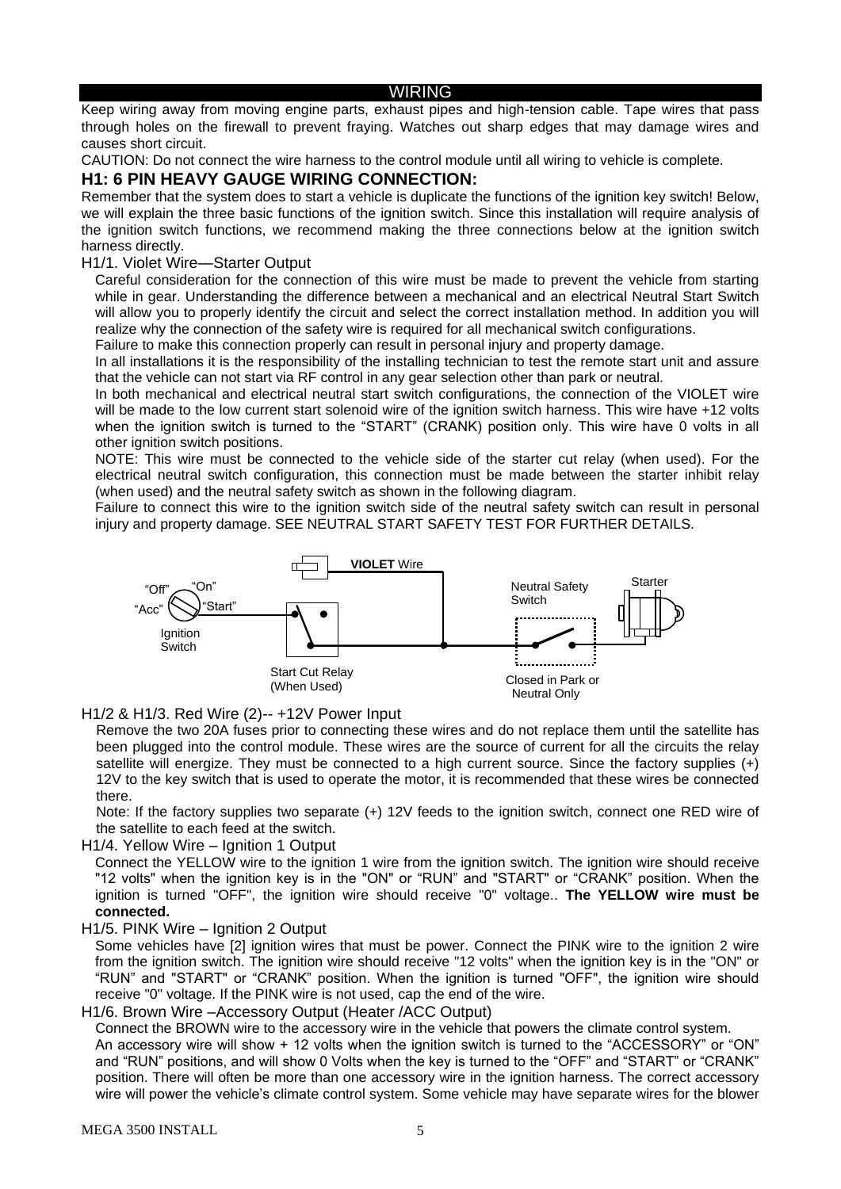## WIRING

Keep wiring away from moving engine parts, exhaust pipes and high-tension cable. Tape wires that pass through holes on the firewall to prevent fraying. Watches out sharp edges that may damage wires and causes short circuit.

CAUTION: Do not connect the wire harness to the control module until all wiring to vehicle is complete.

### H1: 6 PIN HEAVY GAUGE WIRING CONNECTION:

Remember that the system does to start a vehicle is duplicate the functions of the ignition key switch! Below, we will explain the three basic functions of the ignition switch. Since this installation will require analysis of the ignition switch functions, we recommend making the three connections below at the ignition switch harness directly.

H1/1. Violet Wire—Starter Output

Careful consideration for the connection of this wire must be made to prevent the vehicle from starting while in gear. Understanding the difference between a mechanical and an electrical Neutral Start Switch will allow you to properly identify the circuit and select the correct installation method. In addition you will realize why the connection of the safety wire is required for all mechanical switch configurations.

Failure to make this connection properly can result in personal injury and property damage.

In all installations it is the responsibility of the installing technician to test the remote start unit and assure that the vehicle can not start via RF control in any gear selection other than park or neutral.

In both mechanical and electrical neutral start switch configurations, the connection of the VIOLET wire will be made to the low current start solenoid wire of the ignition switch harness. This wire have +12 volts when the ignition switch is turned to the "START" (CRANK) position only. This wire have 0 volts in all other ignition switch positions.

NOTE: This wire must be connected to the vehicle side of the starter cut relay (when used). For the electrical neutral switch configuration, this connection must be made between the starter inhibit relay (when used) and the neutral safety switch as shown in the following diagram.

Failure to connect this wire to the ignition switch side of the neutral safety switch can result in personal injury and property damage. SEE NEUTRAL START SAFETY TEST FOR FURTHER DETAILS.

"Off" "On" "Acc" "Start" Ignition Switch — Start Cut Relay (When Used) — **VIOLET** Wire — Neutral Safety Switch (Closed in Park or Neutral Only) — Starter

H1/2 & H1/3. Red Wire (2)-- +12V Power Input

Remove the two 20A fuses prior to connecting these wires and do not replace them until the satellite has been plugged into the control module. These wires are the source of current for all the circuits the relay satellite will energize. They must be connected to a high current source. Since the factory supplies (+) 12V to the key switch that is used to operate the motor, it is recommended that these wires be connected there.

Note: If the factory supplies two separate (+) 12V feeds to the ignition switch, connect one RED wire of the satellite to each feed at the switch.

H1/4. Yellow Wire – Ignition 1 Output

Connect the YELLOW wire to the ignition 1 wire from the ignition switch. The ignition wire should receive "12 volts" when the ignition key is in the "ON" or "RUN" and "START" or "CRANK" position. When the ignition is turned "OFF", the ignition wire should receive "0" voltage.. **The YELLOW wire must be connected.**

H1/5. PINK Wire – Ignition 2 Output

Some vehicles have [2] ignition wires that must be power. Connect the PINK wire to the ignition 2 wire from the ignition switch. The ignition wire should receive "12 volts" when the ignition key is in the "ON" or "RUN" and "START" or "CRANK" position. When the ignition is turned "OFF", the ignition wire should receive "0" voltage. If the PINK wire is not used, cap the end of the wire.

H1/6. Brown Wire –Accessory Output (Heater /ACC Output)

Connect the BROWN wire to the accessory wire in the vehicle that powers the climate control system.

An accessory wire will show + 12 volts when the ignition switch is turned to the "ACCESSORY" or "ON" and "RUN" positions, and will show 0 Volts when the key is turned to the "OFF" and "START" or "CRANK" position. There will often be more than one accessory wire in the ignition harness. The correct accessory wire will power the vehicle's climate control system. Some vehicle may have separate wires for the blower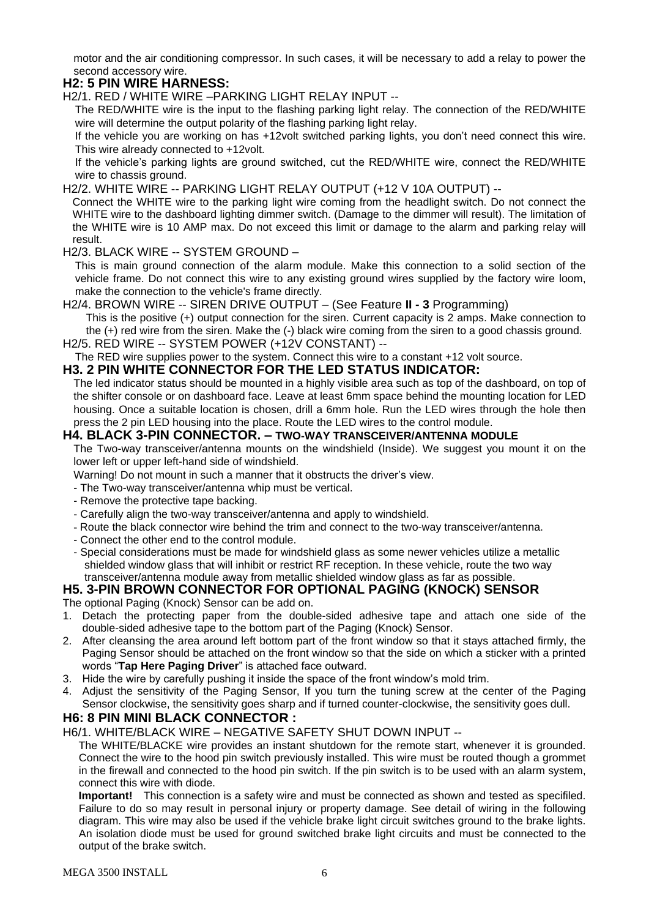motor and the air conditioning compressor. In such cases, it will be necessary to add a relay to power the second accessory wire.

## H2: 5 PIN WIRE HARNESS:

H2/1. RED / WHITE WIRE –PARKING LIGHT RELAY INPUT --

The RED/WHITE wire is the input to the flashing parking light relay. The connection of the RED/WHITE wire will determine the output polarity of the flashing parking light relay.

If the vehicle you are working on has +12volt switched parking lights, you don't need connect this wire. This wire already connected to +12volt.

If the vehicle's parking lights are ground switched, cut the RED/WHITE wire, connect the RED/WHITE wire to chassis ground.

H2/2. WHITE WIRE -- PARKING LIGHT RELAY OUTPUT (+12 V 10A OUTPUT) --

Connect the WHITE wire to the parking light wire coming from the headlight switch. Do not connect the WHITE wire to the dashboard lighting dimmer switch. (Damage to the dimmer will result). The limitation of the WHITE wire is 10 AMP max. Do not exceed this limit or damage to the alarm and parking relay will result.

H2/3. BLACK WIRE -- SYSTEM GROUND –

This is main ground connection of the alarm module. Make this connection to a solid section of the vehicle frame. Do not connect this wire to any existing ground wires supplied by the factory wire loom, make the connection to the vehicle's frame directly.

H2/4. BROWN WIRE -- SIREN DRIVE OUTPUT – (See Feature **II - 3** Programming)

This is the positive (+) output connection for the siren. Current capacity is 2 amps. Make connection to the (+) red wire from the siren. Make the (-) black wire coming from the siren to a good chassis ground.

H2/5. RED WIRE -- SYSTEM POWER (+12V CONSTANT) --

The RED wire supplies power to the system. Connect this wire to a constant +12 volt source.

## H3. 2 PIN WHITE CONNECTOR FOR THE LED STATUS INDICATOR:

The led indicator status should be mounted in a highly visible area such as top of the dashboard, on top of the shifter console or on dashboard face. Leave at least 6mm space behind the mounting location for LED housing. Once a suitable location is chosen, drill a 6mm hole. Run the LED wires through the hole then press the 2 pin LED housing into the place. Route the LED wires to the control module.

## H4. BLACK 3-PIN CONNECTOR. – TWO-WAY TRANSCEIVER/ANTENNA MODULE

The Two-way transceiver/antenna mounts on the windshield (Inside). We suggest you mount it on the lower left or upper left-hand side of windshield.

Warning! Do not mount in such a manner that it obstructs the driver's view.

- The Two-way transceiver/antenna whip must be vertical.
- Remove the protective tape backing.
- Carefully align the two-way transceiver/antenna and apply to windshield.
- Route the black connector wire behind the trim and connect to the two-way transceiver/antenna.
- Connect the other end to the control module.
- Special considerations must be made for windshield glass as some newer vehicles utilize a metallic shielded window glass that will inhibit or restrict RF reception. In these vehicle, route the two way transceiver/antenna module away from metallic shielded window glass as far as possible.

## H5. 3-PIN BROWN CONNECTOR FOR OPTIONAL PAGING (KNOCK) SENSOR

The optional Paging (Knock) Sensor can be add on.

1. Detach the protecting paper from the double-sided adhesive tape and attach one side of the double-sided adhesive tape to the bottom part of the Paging (Knock) Sensor.
2. After cleansing the area around left bottom part of the front window so that it stays attached firmly, the Paging Sensor should be attached on the front window so that the side on which a sticker with a printed words "**Tap Here Paging Driver**" is attached face outward.
3. Hide the wire by carefully pushing it inside the space of the front window's mold trim.
4. Adjust the sensitivity of the Paging Sensor, If you turn the tuning screw at the center of the Paging Sensor clockwise, the sensitivity goes sharp and if turned counter-clockwise, the sensitivity goes dull.

## H6: 8 PIN MINI BLACK CONNECTOR :

H6/1. WHITE/BLACK WIRE – NEGATIVE SAFETY SHUT DOWN INPUT --

The WHITE/BLACKE wire provides an instant shutdown for the remote start, whenever it is grounded. Connect the wire to the hood pin switch previously installed. This wire must be routed though a grommet in the firewall and connected to the hood pin switch. If the pin switch is to be used with an alarm system, connect this wire with diode.

**Important!** This connection is a safety wire and must be connected as shown and tested as specifiled. Failure to do so may result in personal injury or property damage. See detail of wiring in the following diagram. This wire may also be used if the vehicle brake light circuit switches ground to the brake lights. An isolation diode must be used for ground switched brake light circuits and must be connected to the output of the brake switch.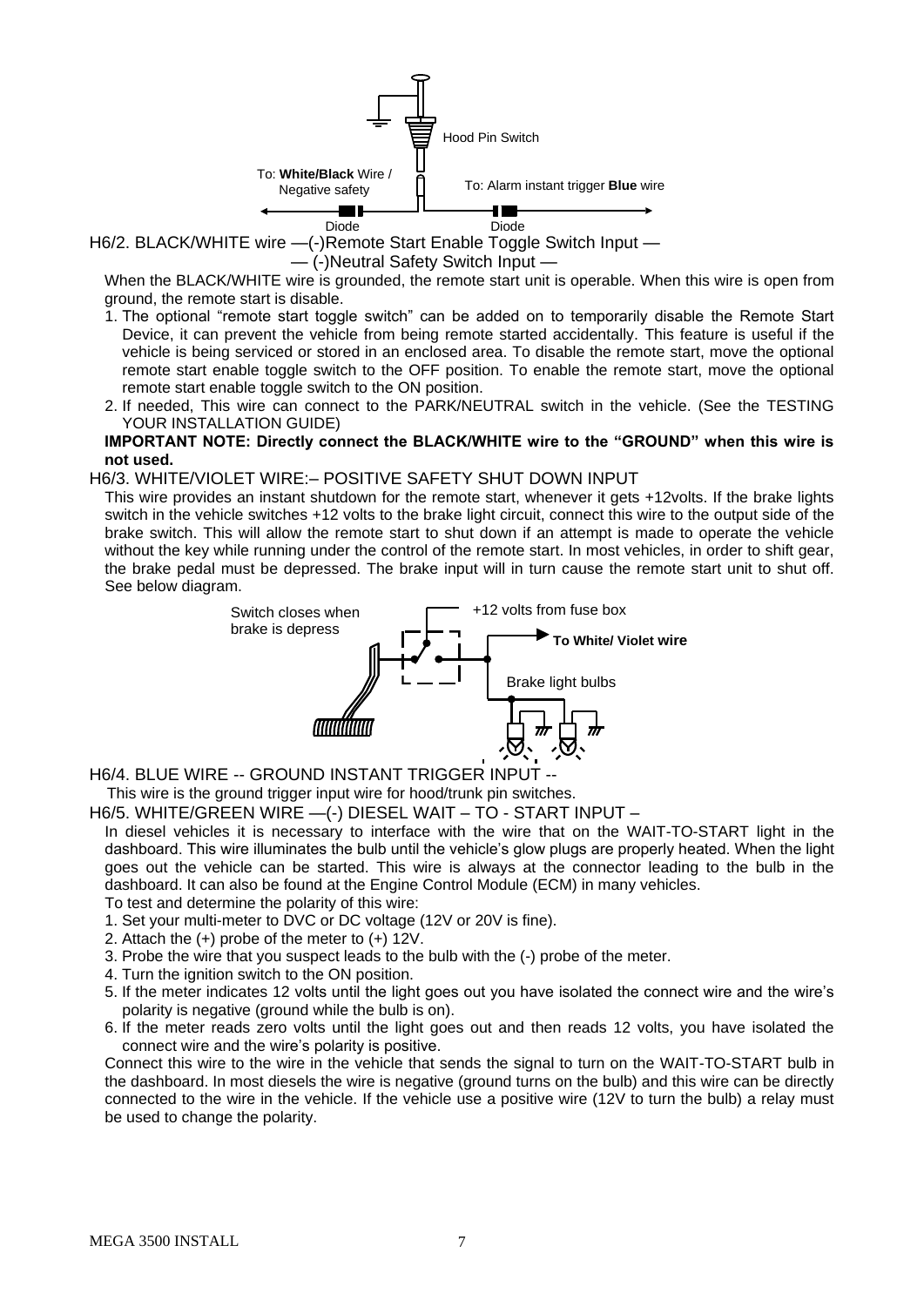Hood Pin Switch

To: **White/Black** Wire / Negative safety

To: Alarm instant trigger **Blue** wire

Diode Diode

H6/2. BLACK/WHITE wire —(-)Remote Start Enable Toggle Switch Input —
— (-)Neutral Safety Switch Input —

When the BLACK/WHITE wire is grounded, the remote start unit is operable. When this wire is open from ground, the remote start is disable.

1. The optional “remote start toggle switch” can be added on to temporarily disable the Remote Start Device, it can prevent the vehicle from being remote started accidentally. This feature is useful if the vehicle is being serviced or stored in an enclosed area. To disable the remote start, move the optional remote start enable toggle switch to the OFF position. To enable the remote start, move the optional remote start enable toggle switch to the ON position.
2. If needed, This wire can connect to the PARK/NEUTRAL switch in the vehicle. (See the TESTING YOUR INSTALLATION GUIDE)

**IMPORTANT NOTE: Directly connect the BLACK/WHITE wire to the “GROUND” when this wire is not used.**

H6/3. WHITE/VIOLET WIRE:– POSITIVE SAFETY SHUT DOWN INPUT

This wire provides an instant shutdown for the remote start, whenever it gets +12volts. If the brake lights switch in the vehicle switches +12 volts to the brake light circuit, connect this wire to the output side of the brake switch. This will allow the remote start to shut down if an attempt is made to operate the vehicle without the key while running under the control of the remote start. In most vehicles, in order to shift gear, the brake pedal must be depressed. The brake input will in turn cause the remote start unit to shut off. See below diagram.

Switch closes when brake is depress

+12 volts from fuse box

**To White/ Violet wire**

Brake light bulbs

H6/4. BLUE WIRE -- GROUND INSTANT TRIGGER INPUT --

This wire is the ground trigger input wire for hood/trunk pin switches.

H6/5. WHITE/GREEN WIRE —(-) DIESEL WAIT – TO - START INPUT –

In diesel vehicles it is necessary to interface with the wire that on the WAIT-TO-START light in the dashboard. This wire illuminates the bulb until the vehicle’s glow plugs are properly heated. When the light goes out the vehicle can be started. This wire is always at the connector leading to the bulb in the dashboard. It can also be found at the Engine Control Module (ECM) in many vehicles.

To test and determine the polarity of this wire:

1. Set your multi-meter to DVC or DC voltage (12V or 20V is fine).
2. Attach the (+) probe of the meter to (+) 12V.
3. Probe the wire that you suspect leads to the bulb with the (-) probe of the meter.
4. Turn the ignition switch to the ON position.
5. If the meter indicates 12 volts until the light goes out you have isolated the connect wire and the wire’s polarity is negative (ground while the bulb is on).
6. If the meter reads zero volts until the light goes out and then reads 12 volts, you have isolated the connect wire and the wire’s polarity is positive.

Connect this wire to the wire in the vehicle that sends the signal to turn on the WAIT-TO-START bulb in the dashboard. In most diesels the wire is negative (ground turns on the bulb) and this wire can be directly connected to the wire in the vehicle. If the vehicle use a positive wire (12V to turn the bulb) a relay must be used to change the polarity.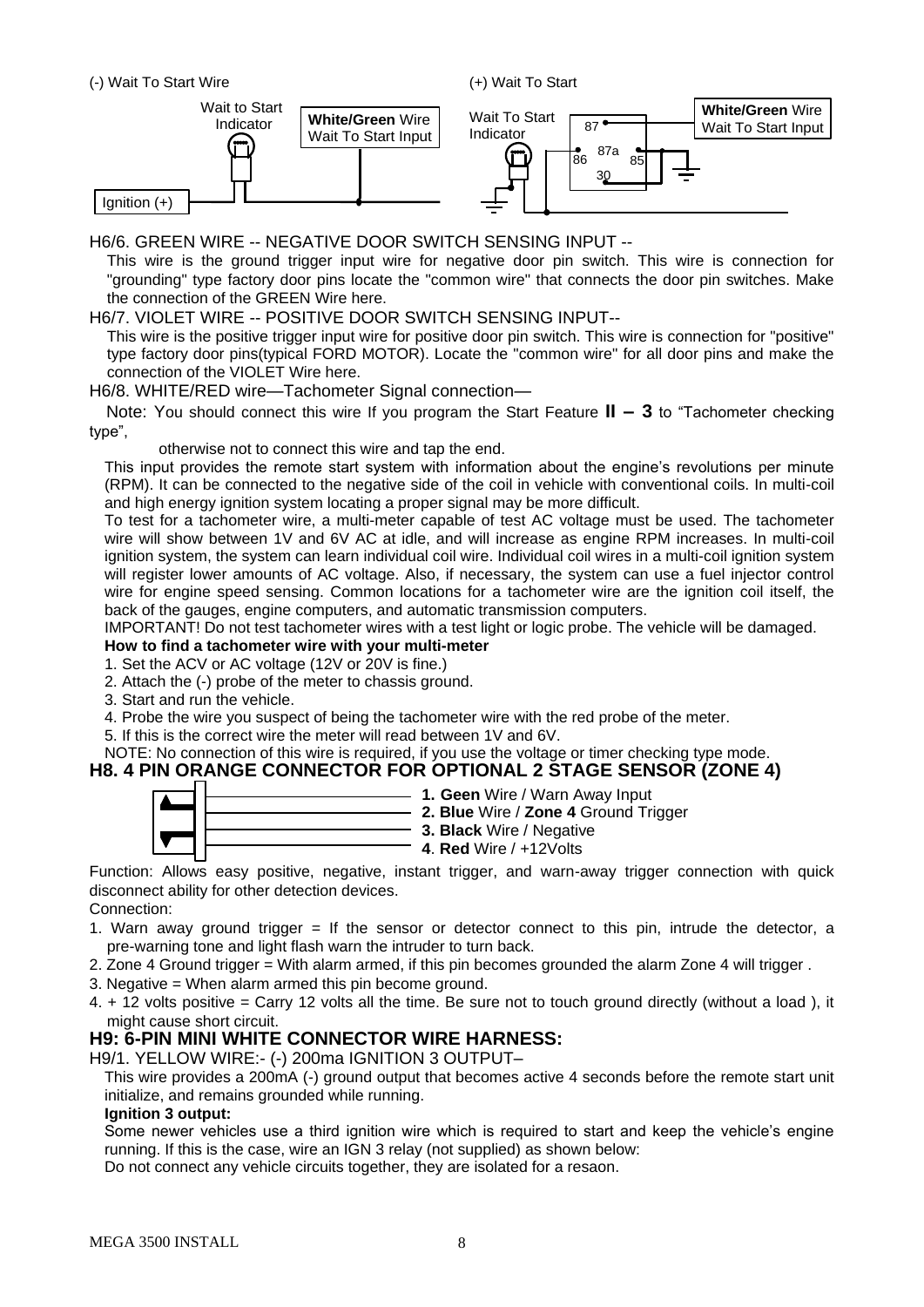(-) Wait To Start Wire

Wait to Start Indicator

**White/Green** Wire Wait To Start Input

Ignition (+)

(+) Wait To Start

Wait To Start Indicator

87 87a 86 85 30

**White/Green** Wire Wait To Start Input

H6/6. GREEN WIRE -- NEGATIVE DOOR SWITCH SENSING INPUT --

This wire is the ground trigger input wire for negative door pin switch. This wire is connection for "grounding" type factory door pins locate the "common wire" that connects the door pin switches. Make the connection of the GREEN Wire here.

H6/7. VIOLET WIRE -- POSITIVE DOOR SWITCH SENSING INPUT--

This wire is the positive trigger input wire for positive door pin switch. This wire is connection for "positive" type factory door pins(typical FORD MOTOR). Locate the "common wire" for all door pins and make the connection of the VIOLET Wire here.

H6/8. WHITE/RED wire—Tachometer Signal connection—

Note: You should connect this wire If you program the Start Feature **II – 3** to "Tachometer checking type",

otherwise not to connect this wire and tap the end.

This input provides the remote start system with information about the engine's revolutions per minute (RPM). It can be connected to the negative side of the coil in vehicle with conventional coils. In multi-coil and high energy ignition system locating a proper signal may be more difficult.

To test for a tachometer wire, a multi-meter capable of test AC voltage must be used. The tachometer wire will show between 1V and 6V AC at idle, and will increase as engine RPM increases. In multi-coil ignition system, the system can learn individual coil wire. Individual coil wires in a multi-coil ignition system will register lower amounts of AC voltage. Also, if necessary, the system can use a fuel injector control wire for engine speed sensing. Common locations for a tachometer wire are the ignition coil itself, the back of the gauges, engine computers, and automatic transmission computers.

IMPORTANT! Do not test tachometer wires with a test light or logic probe. The vehicle will be damaged.

**How to find a tachometer wire with your multi-meter**

1. Set the ACV or AC voltage (12V or 20V is fine.)
2. Attach the (-) probe of the meter to chassis ground.
3. Start and run the vehicle.
4. Probe the wire you suspect of being the tachometer wire with the red probe of the meter.
5. If this is the correct wire the meter will read between 1V and 6V.

NOTE: No connection of this wire is required, if you use the voltage or timer checking type mode.

## H8. 4 PIN ORANGE CONNECTOR FOR OPTIONAL 2 STAGE SENSOR (ZONE 4)

**1. Geen** Wire / Warn Away Input
**2. Blue** Wire / **Zone 4** Ground Trigger
**3. Black** Wire / Negative
**4**. **Red** Wire / +12Volts

Function: Allows easy positive, negative, instant trigger, and warn-away trigger connection with quick disconnect ability for other detection devices.

Connection:

1. Warn away ground trigger = If the sensor or detector connect to this pin, intrude the detector, a pre-warning tone and light flash warn the intruder to turn back.
2. Zone 4 Ground trigger = With alarm armed, if this pin becomes grounded the alarm Zone 4 will trigger .
3. Negative = When alarm armed this pin become ground.
4. + 12 volts positive = Carry 12 volts all the time. Be sure not to touch ground directly (without a load ), it might cause short circuit.

## H9: 6-PIN MINI WHITE CONNECTOR WIRE HARNESS:

H9/1. YELLOW WIRE:- (-) 200ma IGNITION 3 OUTPUT–

This wire provides a 200mA (-) ground output that becomes active 4 seconds before the remote start unit initialize, and remains grounded while running.

**Ignition 3 output:**

Some newer vehicles use a third ignition wire which is required to start and keep the vehicle's engine running. If this is the case, wire an IGN 3 relay (not supplied) as shown below:

Do not connect any vehicle circuits together, they are isolated for a resaon.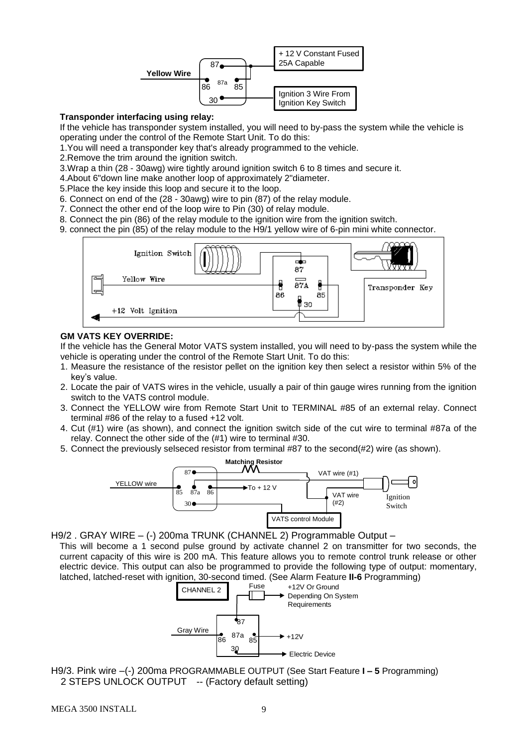**Transponder interfacing using relay:**

If the vehicle has transponder system installed, you will need to by-pass the system while the vehicle is operating under the control of the Remote Start Unit. To do this:

1.You will need a transponder key that's already programmed to the vehicle.

2.Remove the trim around the ignition switch.

3.Wrap a thin (28 - 30awg) wire tightly around ignition switch 6 to 8 times and secure it.

4.About 6"down line make another loop of approximately 2"diameter.

5.Place the key inside this loop and secure it to the loop.

6. Connect on end of the (28 - 30awg) wire to pin (87) of the relay module.

7. Connect the other end of the loop wire to Pin (30) of relay module.

8. Connect the pin (86) of the relay module to the ignition wire from the ignition switch.

9. connect the pin (85) of the relay module to the H9/1 yellow wire of 6-pin mini white connector.

**GM VATS KEY OVERRIDE:**

If the vehicle has the General Motor VATS system installed, you will need to by-pass the system while the vehicle is operating under the control of the Remote Start Unit. To do this:

1. Measure the resistance of the resistor pellet on the ignition key then select a resistor within 5% of the key's value.
2. Locate the pair of VATS wires in the vehicle, usually a pair of thin gauge wires running from the ignition switch to the VATS control module.
3. Connect the YELLOW wire from Remote Start Unit to TERMINAL #85 of an external relay. Connect terminal #86 of the relay to a fused +12 volt.
4. Cut (#1) wire (as shown), and connect the ignition switch side of the cut wire to terminal #87a of the relay. Connect the other side of the (#1) wire to terminal #30.
5. Connect the previously selseced resistor from terminal #87 to the second(#2) wire (as shown).

H9/2 . GRAY WIRE – (-) 200ma TRUNK (CHANNEL 2) Programmable Output –

This will become a 1 second pulse ground by activate channel 2 on transmitter for two seconds, the current capacity of this wire is 200 mA. This feature allows you to remote control trunk release or other electric device. This output can also be programmed to provide the following type of output: momentary, latched, latched-reset with ignition, 30-second timed. (See Alarm Feature **II-6** Programming)

H9/3. Pink wire –(-) 200ma PROGRAMMABLE OUTPUT (See Start Feature **I – 5** Programming)

2 STEPS UNLOCK OUTPUT -- (Factory default setting)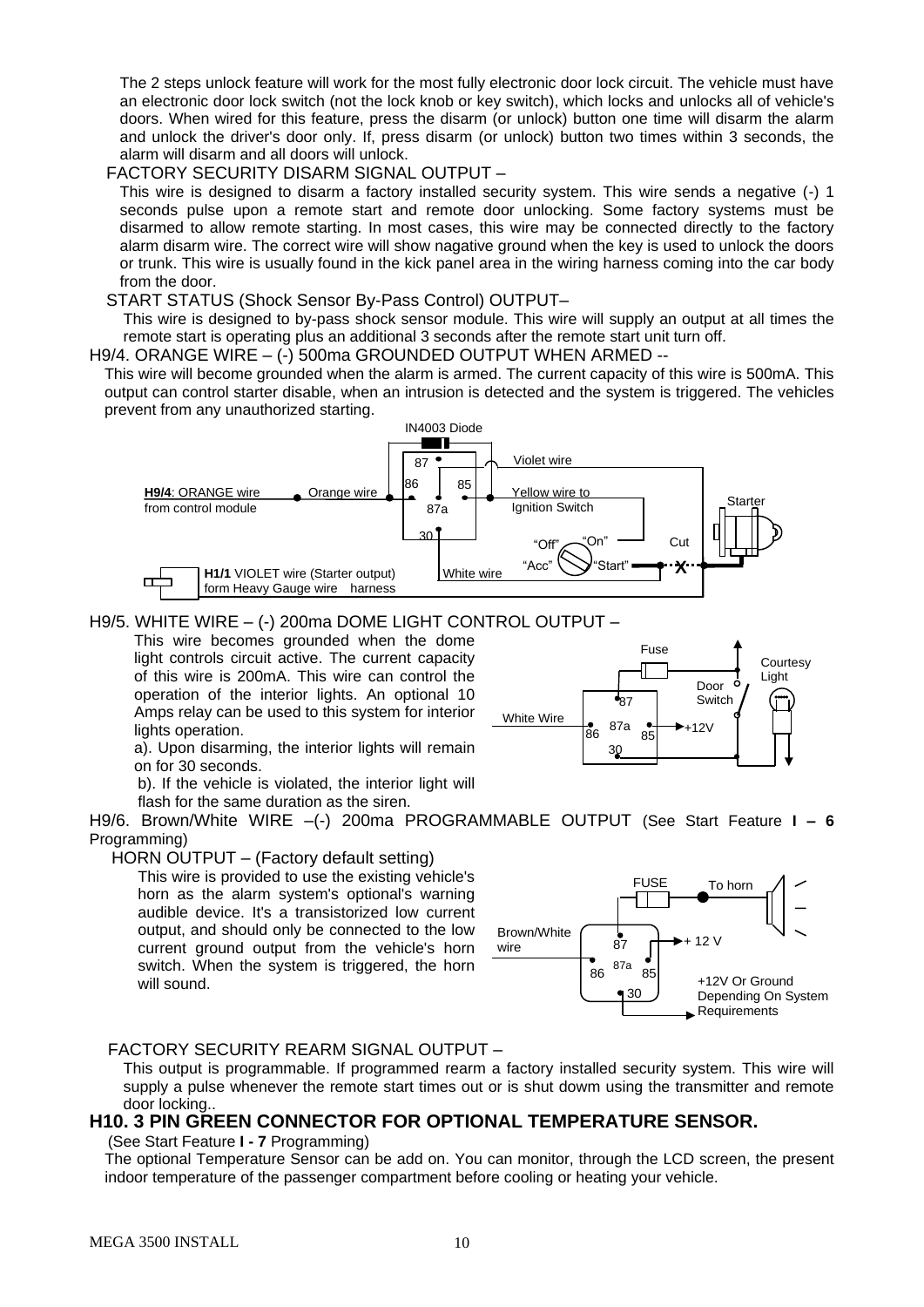The 2 steps unlock feature will work for the most fully electronic door lock circuit. The vehicle must have an electronic door lock switch (not the lock knob or key switch), which locks and unlocks all of vehicle's doors. When wired for this feature, press the disarm (or unlock) button one time will disarm the alarm and unlock the driver's door only. If, press disarm (or unlock) button two times within 3 seconds, the alarm will disarm and all doors will unlock.

FACTORY SECURITY DISARM SIGNAL OUTPUT –

This wire is designed to disarm a factory installed security system. This wire sends a negative (-) 1 seconds pulse upon a remote start and remote door unlocking. Some factory systems must be disarmed to allow remote starting. In most cases, this wire may be connected directly to the factory alarm disarm wire. The correct wire will show nagative ground when the key is used to unlock the doors or trunk. This wire is usually found in the kick panel area in the wiring harness coming into the car body from the door.

START STATUS (Shock Sensor By-Pass Control) OUTPUT–

This wire is designed to by-pass shock sensor module. This wire will supply an output at all times the remote start is operating plus an additional 3 seconds after the remote start unit turn off.

H9/4. ORANGE WIRE – (-) 500ma GROUNDED OUTPUT WHEN ARMED --

This wire will become grounded when the alarm is armed. The current capacity of this wire is 500mA. This output can control starter disable, when an intrusion is detected and the system is triggered. The vehicles prevent from any unauthorized starting.

IN4003 Diode | 87 | 86 | 85 | 87a | 30 | Violet wire | **H9/4**: ORANGE wire from control module | Orange wire | Yellow wire to Ignition Switch | Starter | "Off" | "On" | Cut | "Acc" | "Start" | **H1/1** VIOLET wire (Starter output) form Heavy Gauge wire harness | White wire

H9/5. WHITE WIRE – (-) 200ma DOME LIGHT CONTROL OUTPUT –

This wire becomes grounded when the dome light controls circuit active. The current capacity of this wire is 200mA. This wire can control the operation of the interior lights. An optional 10 Amps relay can be used to this system for interior lights operation.

a). Upon disarming, the interior lights will remain on for 30 seconds.

b). If the vehicle is violated, the interior light will flash for the same duration as the siren.

Fuse | Courtesy Light | Door Switch | 87 | White Wire | 87a | 86 | 85 | +12V | 30

H9/6. Brown/White WIRE –(-) 200ma PROGRAMMABLE OUTPUT (See Start Feature **I – 6** Programming)

HORN OUTPUT – (Factory default setting)

This wire is provided to use the existing vehicle's horn as the alarm system's optional's warning audible device. It's a transistorized low current output, and should only be connected to the low current ground output from the vehicle's horn switch. When the system is triggered, the horn will sound.

FUSE | To horn | Brown/White wire | 87 | + 12 V | 87a | 86 | 85 | 30 | +12V Or Ground Depending On System Requirements

FACTORY SECURITY REARM SIGNAL OUTPUT –

This output is programmable. If programmed rearm a factory installed security system. This wire will supply a pulse whenever the remote start times out or is shut dowm using the transmitter and remote door locking..

## H10. 3 PIN GREEN CONNECTOR FOR OPTIONAL TEMPERATURE SENSOR.

(See Start Feature **I - 7** Programming)

The optional Temperature Sensor can be add on. You can monitor, through the LCD screen, the present indoor temperature of the passenger compartment before cooling or heating your vehicle.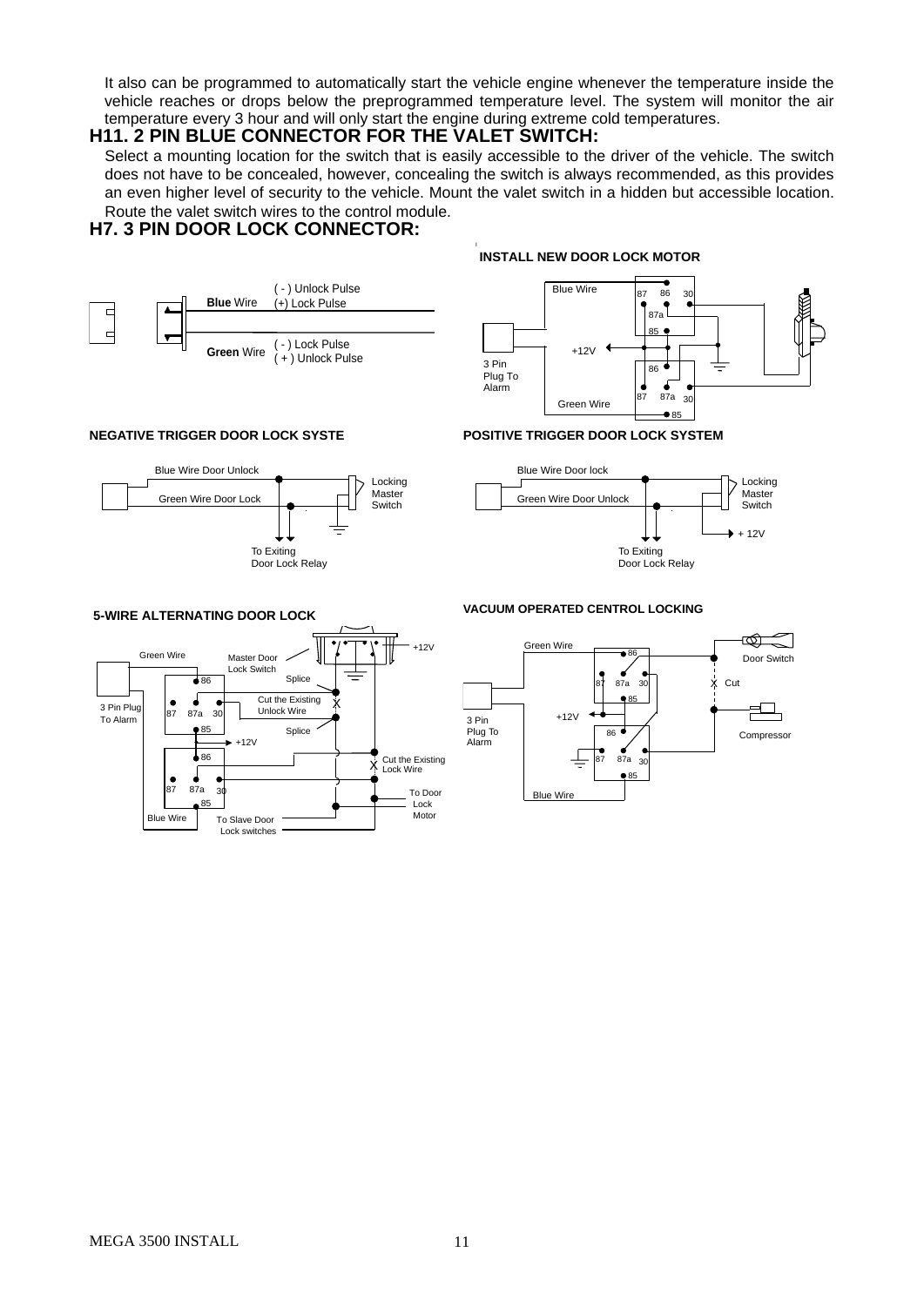It also can be programmed to automatically start the vehicle engine whenever the temperature inside the vehicle reaches or drops below the preprogrammed temperature level. The system will monitor the air temperature every 3 hour and will only start the engine during extreme cold temperatures.

## H11. 2 PIN BLUE CONNECTOR FOR THE VALET SWITCH:

Select a mounting location for the switch that is easily accessible to the driver of the vehicle. The switch does not have to be concealed, however, concealing the switch is always recommended, as this provides an even higher level of security to the vehicle. Mount the valet switch in a hidden but accessible location. Route the valet switch wires to the control module.

## H7. 3 PIN DOOR LOCK CONNECTOR:

**Blue** Wire ( - ) Unlock Pulse (+) Lock Pulse

**Green** Wire ( - ) Lock Pulse ( + ) Unlock Pulse

**INSTALL NEW DOOR LOCK MOTOR**

Blue Wire, 87, 86, 30, 87a, 85, +12V, 3 Pin Plug To Alarm, 86, 87, 87a, 30, Green Wire, 85

**NEGATIVE TRIGGER DOOR LOCK SYSTE**

Blue Wire Door Unlock, Green Wire Door Lock, Locking Master Switch, To Exiting Door Lock Relay

**POSITIVE TRIGGER DOOR LOCK SYSTEM**

Blue Wire Door lock, Green Wire Door Unlock, Locking Master Switch, + 12V, To Exiting Door Lock Relay

**5-WIRE ALTERNATING DOOR LOCK**

+12V, Green Wire, Master Door Lock Switch, 86, Splice, 3 Pin Plug To Alarm, 87, 87a, 30, Cut the Existing Unlock Wire, 85, Splice, +12V, 86, Cut the Existing Lock Wire, 87, 87a, 30, 85, To Door Lock Motor, Blue Wire, To Slave Door Lock switches

**VACUUM OPERATED CENTROL LOCKING**

Green Wire, 86, Door Switch, 87, 87a, 30, Cut, 85, +12V, 3 Pin Plug To Alarm, 86, Compressor, 87, 87a, 30, 85, Blue Wire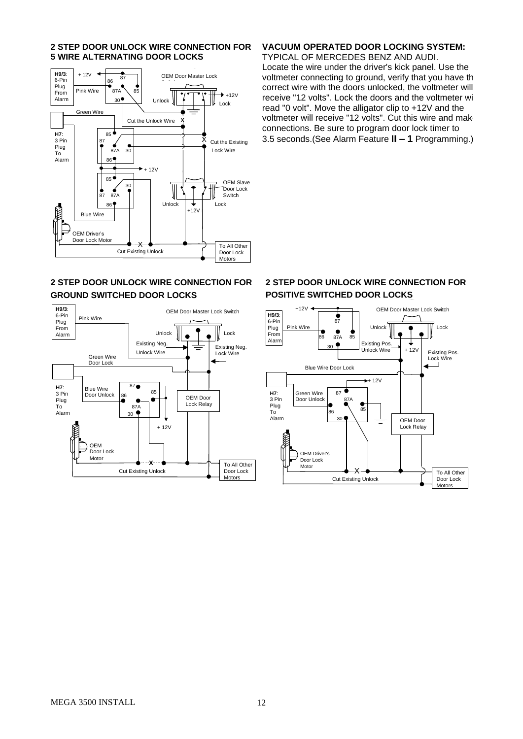## 2 STEP DOOR UNLOCK WIRE CONNECTION FOR 5 WIRE ALTERNATING DOOR LOCKS

H9/3: 6-Pin Plug From Alarm

+ 12V

86 87

Pink Wire 87A 85

30

OEM Door Master Lock

+12V

Unlock Lock

Green Wire

Cut the Unlock Wire X

H7: 3 Pin Plug To Alarm

85

87

87A 30

X Cut the Existing Lock Wire

86

+ 12V

85

30

87 87A

OEM Slave Door Lock Switch

86

Unlock Lock

Blue Wire

+12V

OEM Driver's Door Lock Motor

X

Cut Existing Unlock

To All Other Door Lock Motors

## VACUUM OPERATED DOOR LOCKING SYSTEM:

TYPICAL OF MERCEDES BENZ AND AUDI.

Locate the wire under the driver's kick panel. Use the voltmeter connecting to ground, verify that you have th correct wire with the doors unlocked, the voltmeter will receive "12 volts". Lock the doors and the voltmeter wi read "0 volt". Move the alligator clip to +12V and the voltmeter will receive "12 volts". Cut this wire and mak connections. Be sure to program door lock timer to 3.5 seconds.(See Alarm Feature **II – 1** Programming.)

## 2 STEP DOOR UNLOCK WIRE CONNECTION FOR GROUND SWITCHED DOOR LOCKS

H9/3: 6-Pin Plug From Alarm

Pink Wire

OEM Door Master Lock Switch

Unlock Lock

Existing Neg. Unlock Wire

Existing Neg. Lock Wire

Green Wire Door Lock

H7: 3 Pin Plug To Alarm

Blue Wire Door Unlock

87

86 85

87A

30

OEM Door Lock Relay

+ 12V

OEM Door Lock Motor

X

Cut Existing Unlock

To All Other Door Lock Motors

## 2 STEP DOOR UNLOCK WIRE CONNECTION FOR POSITIVE SWITCHED DOOR LOCKS

+12V

OEM Door Master Lock Switch

H9/3: 6-Pin Plug From Alarm

87

Pink Wire

86 87A 85

Unlock Lock

30

Existing Pos. Unlock Wire

+ 12V

Existing Pos. Lock Wire

Blue Wire Door Lock

+ 12V

H7: 3 Pin Plug To Alarm

Green Wire Door Unlock

87

87A

85

86

30

OEM Door Lock Relay

OEM Driver's Door Lock Motor

X

Cut Existing Unlock

To All Other Door Lock Motors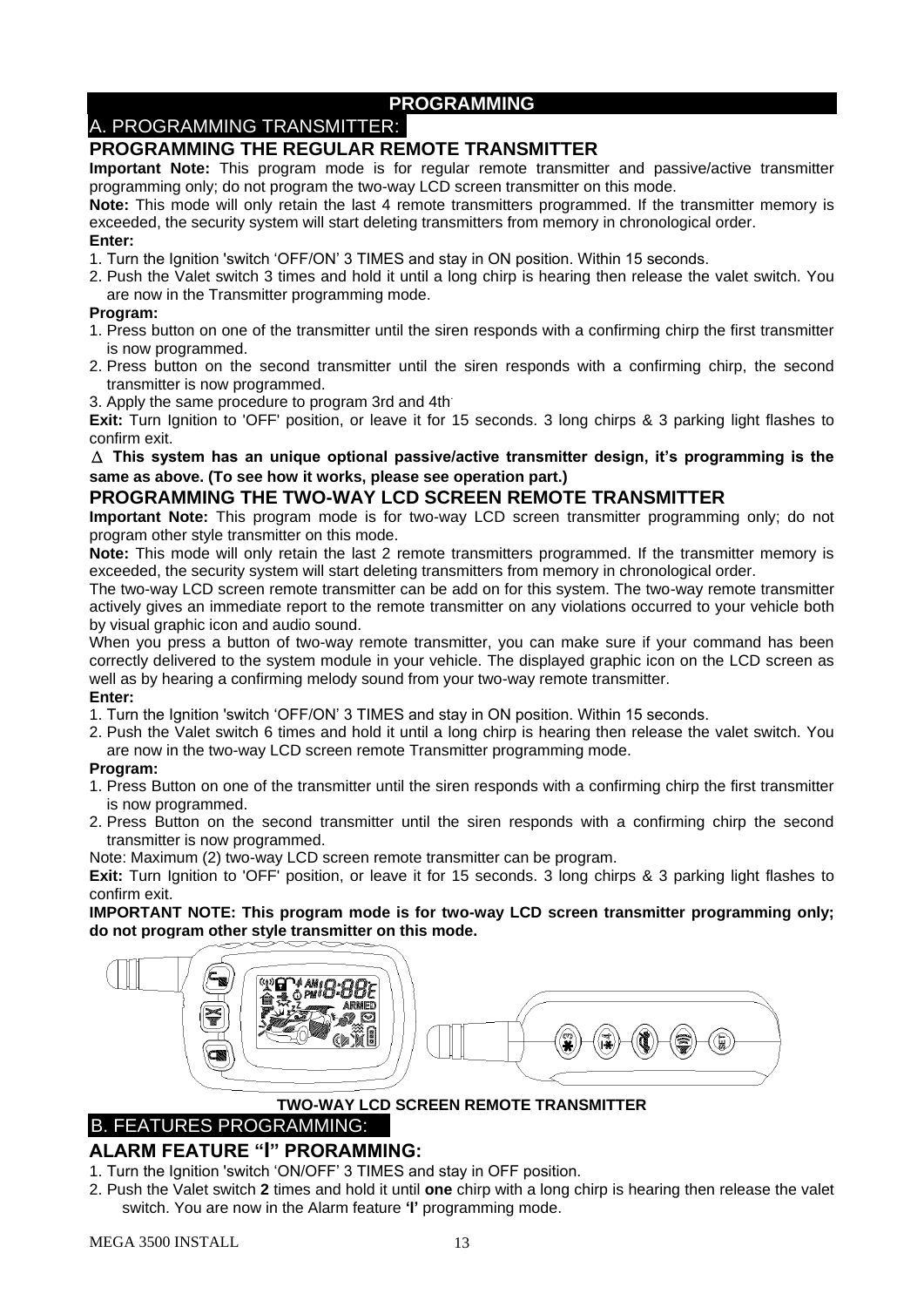# PROGRAMMING

## A. PROGRAMMING TRANSMITTER:

### PROGRAMMING THE REGULAR REMOTE TRANSMITTER

**Important Note:** This program mode is for regular remote transmitter and passive/active transmitter programming only; do not program the two-way LCD screen transmitter on this mode.

**Note:** This mode will only retain the last 4 remote transmitters programmed. If the transmitter memory is exceeded, the security system will start deleting transmitters from memory in chronological order.

**Enter:**

1. Turn the Ignition 'switch 'OFF/ON' 3 TIMES and stay in ON position. Within 15 seconds.
2. Push the Valet switch 3 times and hold it until a long chirp is hearing then release the valet switch. You are now in the Transmitter programming mode.

**Program:**

1. Press button on one of the transmitter until the siren responds with a confirming chirp the first transmitter is now programmed.
2. Press button on the second transmitter until the siren responds with a confirming chirp, the second transmitter is now programmed.
3. Apply the same procedure to program 3rd and 4th.

**Exit:** Turn Ignition to 'OFF' position, or leave it for 15 seconds. 3 long chirps & 3 parking light flashes to confirm exit.

**∆ This system has an unique optional passive/active transmitter design, it's programming is the same as above. (To see how it works, please see operation part.)**

### PROGRAMMING THE TWO-WAY LCD SCREEN REMOTE TRANSMITTER

**Important Note:** This program mode is for two-way LCD screen transmitter programming only; do not program other style transmitter on this mode.

**Note:** This mode will only retain the last 2 remote transmitters programmed. If the transmitter memory is exceeded, the security system will start deleting transmitters from memory in chronological order.

The two-way LCD screen remote transmitter can be add on for this system. The two-way remote transmitter actively gives an immediate report to the remote transmitter on any violations occurred to your vehicle both by visual graphic icon and audio sound.

When you press a button of two-way remote transmitter, you can make sure if your command has been correctly delivered to the system module in your vehicle. The displayed graphic icon on the LCD screen as well as by hearing a confirming melody sound from your two-way remote transmitter.

**Enter:**

1. Turn the Ignition 'switch 'OFF/ON' 3 TIMES and stay in ON position. Within 15 seconds.
2. Push the Valet switch 6 times and hold it until a long chirp is hearing then release the valet switch. You are now in the two-way LCD screen remote Transmitter programming mode.

**Program:**

1. Press Button on one of the transmitter until the siren responds with a confirming chirp the first transmitter is now programmed.
2. Press Button on the second transmitter until the siren responds with a confirming chirp the second transmitter is now programmed.

Note: Maximum (2) two-way LCD screen remote transmitter can be program.

**Exit:** Turn Ignition to 'OFF' position, or leave it for 15 seconds. 3 long chirps & 3 parking light flashes to confirm exit.

**IMPORTANT NOTE: This program mode is for two-way LCD screen transmitter programming only; do not program other style transmitter on this mode.**

**TWO-WAY LCD SCREEN REMOTE TRANSMITTER**

## B. FEATURES PROGRAMMING:

### ALARM FEATURE "I" PRORAMMING:

1. Turn the Ignition 'switch 'ON/OFF' 3 TIMES and stay in OFF position.
2. Push the Valet switch **2** times and hold it until **one** chirp with a long chirp is hearing then release the valet switch. You are now in the Alarm feature **'I'** programming mode.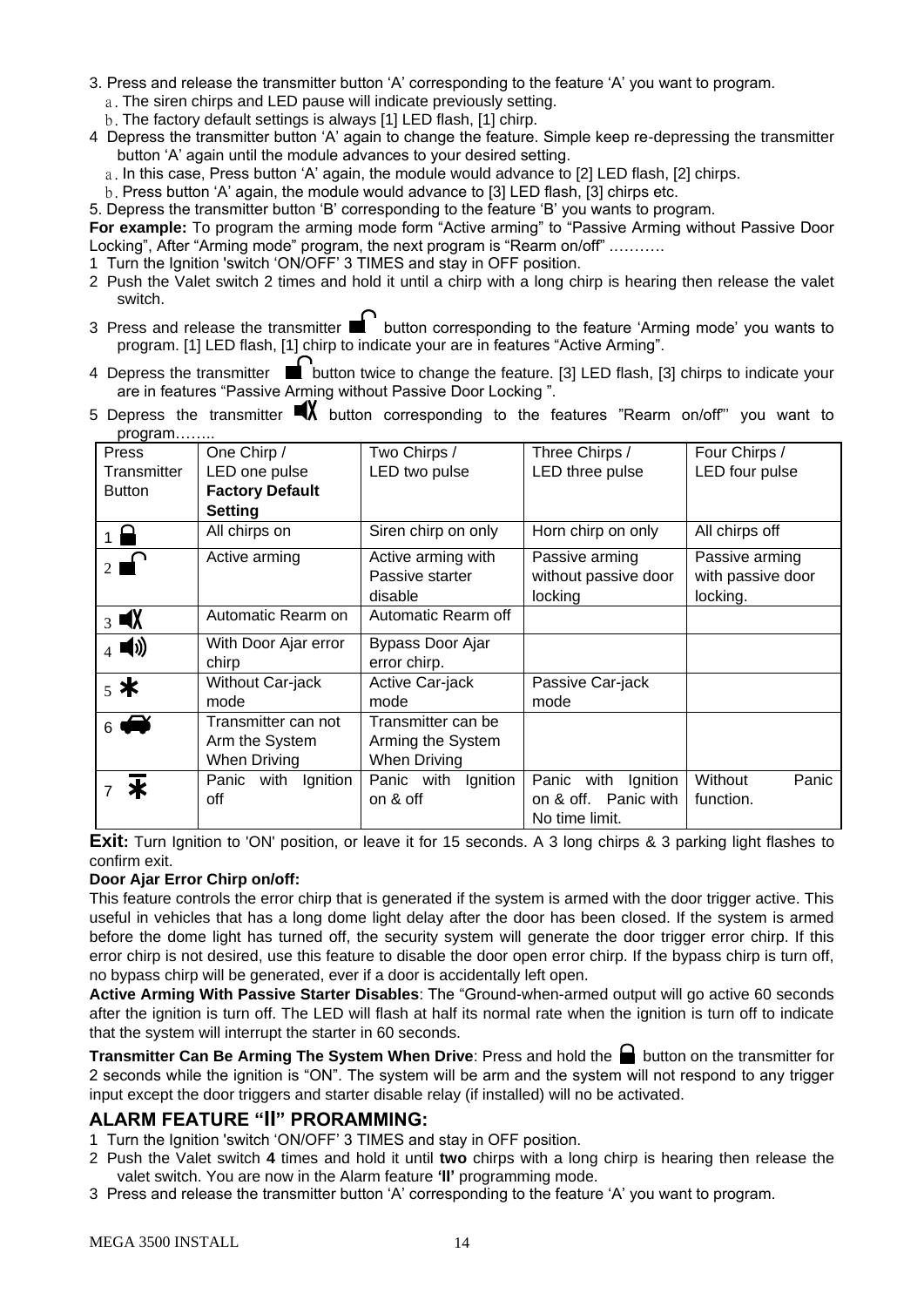3. Press and release the transmitter button 'A' corresponding to the feature 'A' you want to program.
   a. The siren chirps and LED pause will indicate previously setting.
   b. The factory default settings is always [1] LED flash, [1] chirp.
4 Depress the transmitter button 'A' again to change the feature. Simple keep re-depressing the transmitter button 'A' again until the module advances to your desired setting.
   a. In this case, Press button 'A' again, the module would advance to [2] LED flash, [2] chirps.
   b. Press button 'A' again, the module would advance to [3] LED flash, [3] chirps etc.
5. Depress the transmitter button 'B' corresponding to the feature 'B' you wants to program.

**For example:** To program the arming mode form "Active arming" to "Passive Arming without Passive Door Locking", After "Arming mode" program, the next program is "Rearm on/off" ……….

1 Turn the Ignition 'switch 'ON/OFF' 3 TIMES and stay in OFF position.
2 Push the Valet switch 2 times and hold it until a chirp with a long chirp is hearing then release the valet switch.
3 Press and release the transmitter (unlock) button corresponding to the feature 'Arming mode' you wants to program. [1] LED flash, [1] chirp to indicate your are in features "Active Arming".
4 Depress the transmitter (unlock) button twice to change the feature. [3] LED flash, [3] chirps to indicate your are in features "Passive Arming without Passive Door Locking ".
5 Depress the transmitter (mute) button corresponding to the features "Rearm on/off"' you want to program……..

| Press Transmitter Button | One Chirp / LED one pulse **Factory Default Setting** | Two Chirps / LED two pulse | Three Chirps / LED three pulse | Four Chirps / LED four pulse |
|---|---|---|---|---|
| 1 (lock) | All chirps on | Siren chirp on only | Horn chirp on only | All chirps off |
| 2 (unlock) | Active arming | Active arming with Passive starter disable | Passive arming without passive door locking | Passive arming with passive door locking. |
| 3 (mute) | Automatic Rearm on | Automatic Rearm off | | |
| 4 (sound) | With Door Ajar error chirp | Bypass Door Ajar error chirp. | | |
| 5 * | Without Car-jack mode | Active Car-jack mode | Passive Car-jack mode | |
| 6 (car) | Transmitter can not Arm the System When Driving | Transmitter can be Arming the System When Driving | | |
| 7 * | Panic with Ignition off | Panic with Ignition on & off | Panic with Ignition on & off. Panic with No time limit. | Without Panic function. |

**Exit:** Turn Ignition to 'ON' position, or leave it for 15 seconds. A 3 long chirps & 3 parking light flashes to confirm exit.

**Door Ajar Error Chirp on/off:**

This feature controls the error chirp that is generated if the system is armed with the door trigger active. This useful in vehicles that has a long dome light delay after the door has been closed. If the system is armed before the dome light has turned off, the security system will generate the door trigger error chirp. If this error chirp is not desired, use this feature to disable the door open error chirp. If the bypass chirp is turn off, no bypass chirp will be generated, ever if a door is accidentally left open.

**Active Arming With Passive Starter Disables**: The "Ground-when-armed output will go active 60 seconds after the ignition is turn off. The LED will flash at half its normal rate when the ignition is turn off to indicate that the system will interrupt the starter in 60 seconds.

**Transmitter Can Be Arming The System When Drive**: Press and hold the (lock) button on the transmitter for 2 seconds while the ignition is "ON". The system will be arm and the system will not respond to any trigger input except the door triggers and starter disable relay (if installed) will no be activated.

## ALARM FEATURE "II" PRORAMMING:

1 Turn the Ignition 'switch 'ON/OFF' 3 TIMES and stay in OFF position.
2 Push the Valet switch **4** times and hold it until **two** chirps with a long chirp is hearing then release the valet switch. You are now in the Alarm feature **'II'** programming mode.
3 Press and release the transmitter button 'A' corresponding to the feature 'A' you want to program.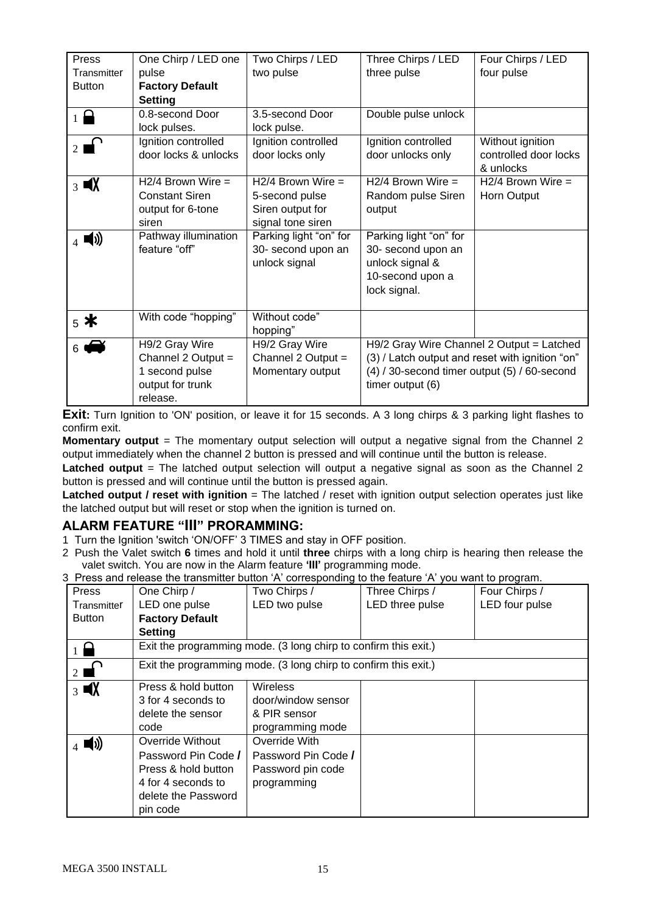| Press Transmitter Button | One Chirp / LED one pulse **Factory Default Setting** | Two Chirps / LED two pulse | Three Chirps / LED three pulse | Four Chirps / LED four pulse |
|---|---|---|---|---|
| 1 🔒 | 0.8-second Door lock pulses. | 3.5-second Door lock pulse. | Double pulse unlock | |
| 2 🔓 | Ignition controlled door locks & unlocks | Ignition controlled door locks only | Ignition controlled door unlocks only | Without ignition controlled door locks & unlocks |
| 3 🔇 | H2/4 Brown Wire = Constant Siren output for 6-tone siren | H2/4 Brown Wire = 5-second pulse Siren output for signal tone siren | H2/4 Brown Wire = Random pulse Siren output | H2/4 Brown Wire = Horn Output |
| 4 🔊 | Pathway illumination feature "off" | Parking light "on" for 30- second upon an unlock signal | Parking light "on" for 30- second upon an unlock signal & 10-second upon a lock signal. | |
| 5 * | With code "hopping" | Without code" hopping" | | |
| 6 🚗 | H9/2 Gray Wire Channel 2 Output = 1 second pulse output for trunk release. | H9/2 Gray Wire Channel 2 Output = Momentary output | H9/2 Gray Wire Channel 2 Output = Latched (3) / Latch output and reset with ignition "on" (4) / 30-second timer output (5) / 60-second timer output (6) | |

**Exit:** Turn Ignition to 'ON' position, or leave it for 15 seconds. A 3 long chirps & 3 parking light flashes to confirm exit.

**Momentary output** = The momentary output selection will output a negative signal from the Channel 2 output immediately when the channel 2 button is pressed and will continue until the button is release.

**Latched output** = The latched output selection will output a negative signal as soon as the Channel 2 button is pressed and will continue until the button is pressed again.

**Latched output / reset with ignition** = The latched / reset with ignition output selection operates just like the latched output but will reset or stop when the ignition is turned on.

## ALARM FEATURE "III" PRORAMMING:

1 Turn the Ignition 'switch 'ON/OFF' 3 TIMES and stay in OFF position.

2 Push the Valet switch **6** times and hold it until **three** chirps with a long chirp is hearing then release the valet switch. You are now in the Alarm feature **'III'** programming mode.

3 Press and release the transmitter button 'A' corresponding to the feature 'A' you want to program.

| Press Transmitter Button | One Chirp / LED one pulse **Factory Default Setting** | Two Chirps / LED two pulse | Three Chirps / LED three pulse | Four Chirps / LED four pulse |
|---|---|---|---|---|
| 1 🔒 | Exit the programming mode. (3 long chirp to confirm this exit.) | | | |
| 2 🔓 | Exit the programming mode. (3 long chirp to confirm this exit.) | | | |
| 3 🔇 | Press & hold button 3 for 4 seconds to delete the sensor code | Wireless door/window sensor & PIR sensor programming mode | | |
| 4 🔊 | Override Without Password Pin Code / Press & hold button 4 for 4 seconds to delete the Password pin code | Override With Password Pin Code / Password pin code programming | | |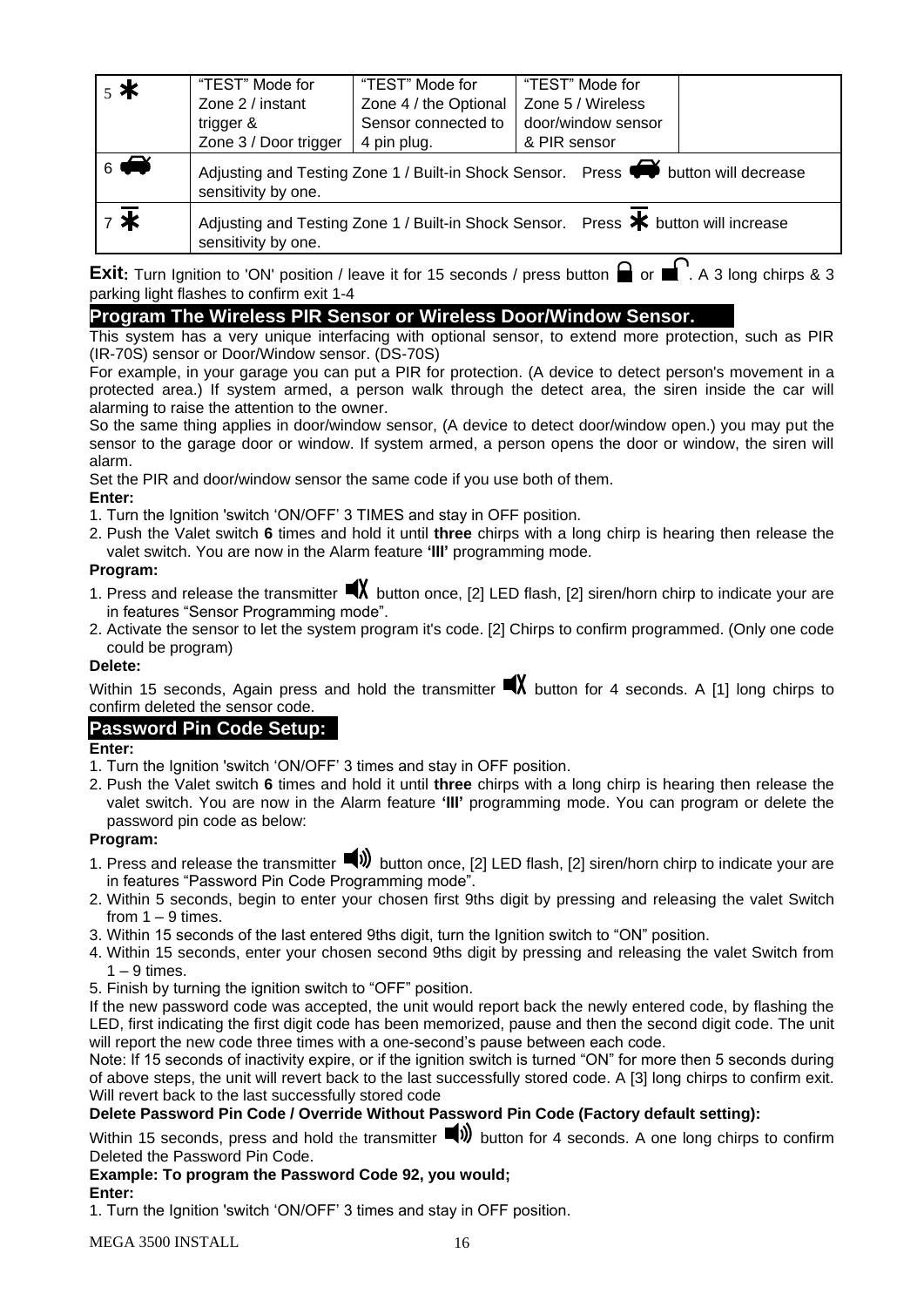| 5 ✱ | "TEST" Mode for Zone 2 / instant trigger & Zone 3 / Door trigger | "TEST" Mode for Zone 4 / the Optional Sensor connected to 4 pin plug. | "TEST" Mode for Zone 5 / Wireless door/window sensor & PIR sensor | |
|---|---|---|---|---|
| 6 🚘 | Adjusting and Testing Zone 1 / Built-in Shock Sensor. Press 🚘 button will decrease sensitivity by one. | | | |
| 7 ✱̄ | Adjusting and Testing Zone 1 / Built-in Shock Sensor. Press ✱̄ button will increase sensitivity by one. | | | |

**Exit:** Turn Ignition to 'ON' position / leave it for 15 seconds / press button 🔒 or 🔓. A 3 long chirps & 3 parking light flashes to confirm exit 1-4

## Program The Wireless PIR Sensor or Wireless Door/Window Sensor.

This system has a very unique interfacing with optional sensor, to extend more protection, such as PIR (IR-70S) sensor or Door/Window sensor. (DS-70S)

For example, in your garage you can put a PIR for protection. (A device to detect person's movement in a protected area.) If system armed, a person walk through the detect area, the siren inside the car will alarming to raise the attention to the owner.

So the same thing applies in door/window sensor, (A device to detect door/window open.) you may put the sensor to the garage door or window. If system armed, a person opens the door or window, the siren will alarm.

Set the PIR and door/window sensor the same code if you use both of them.

**Enter:**

1. Turn the Ignition 'switch 'ON/OFF' 3 TIMES and stay in OFF position.
2. Push the Valet switch **6** times and hold it until **three** chirps with a long chirp is hearing then release the valet switch. You are now in the Alarm feature **'III'** programming mode.

**Program:**

1. Press and release the transmitter 🔇 button once, [2] LED flash, [2] siren/horn chirp to indicate your are in features "Sensor Programming mode".
2. Activate the sensor to let the system program it's code. [2] Chirps to confirm programmed. (Only one code could be program)

**Delete:**

Within 15 seconds, Again press and hold the transmitter 🔇 button for 4 seconds. A [1] long chirps to confirm deleted the sensor code.

## Password Pin Code Setup:

**Enter:**

1. Turn the Ignition 'switch 'ON/OFF' 3 times and stay in OFF position.
2. Push the Valet switch **6** times and hold it until **three** chirps with a long chirp is hearing then release the valet switch. You are now in the Alarm feature **'III'** programming mode. You can program or delete the password pin code as below:

**Program:**

1. Press and release the transmitter 🔊 button once, [2] LED flash, [2] siren/horn chirp to indicate your are in features "Password Pin Code Programming mode".
2. Within 5 seconds, begin to enter your chosen first 9ths digit by pressing and releasing the valet Switch from 1 – 9 times.
3. Within 15 seconds of the last entered 9ths digit, turn the Ignition switch to "ON" position.
4. Within 15 seconds, enter your chosen second 9ths digit by pressing and releasing the valet Switch from 1 – 9 times.
5. Finish by turning the ignition switch to "OFF" position.

If the new password code was accepted, the unit would report back the newly entered code, by flashing the LED, first indicating the first digit code has been memorized, pause and then the second digit code. The unit will report the new code three times with a one-second's pause between each code.

Note: If 15 seconds of inactivity expire, or if the ignition switch is turned "ON" for more then 5 seconds during of above steps, the unit will revert back to the last successfully stored code. A [3] long chirps to confirm exit. Will revert back to the last successfully stored code

**Delete Password Pin Code / Override Without Password Pin Code (Factory default setting):**

Within 15 seconds, press and hold the transmitter 🔊 button for 4 seconds. A one long chirps to confirm Deleted the Password Pin Code.

**Example: To program the Password Code 92, you would;**

**Enter:**

1. Turn the Ignition 'switch 'ON/OFF' 3 times and stay in OFF position.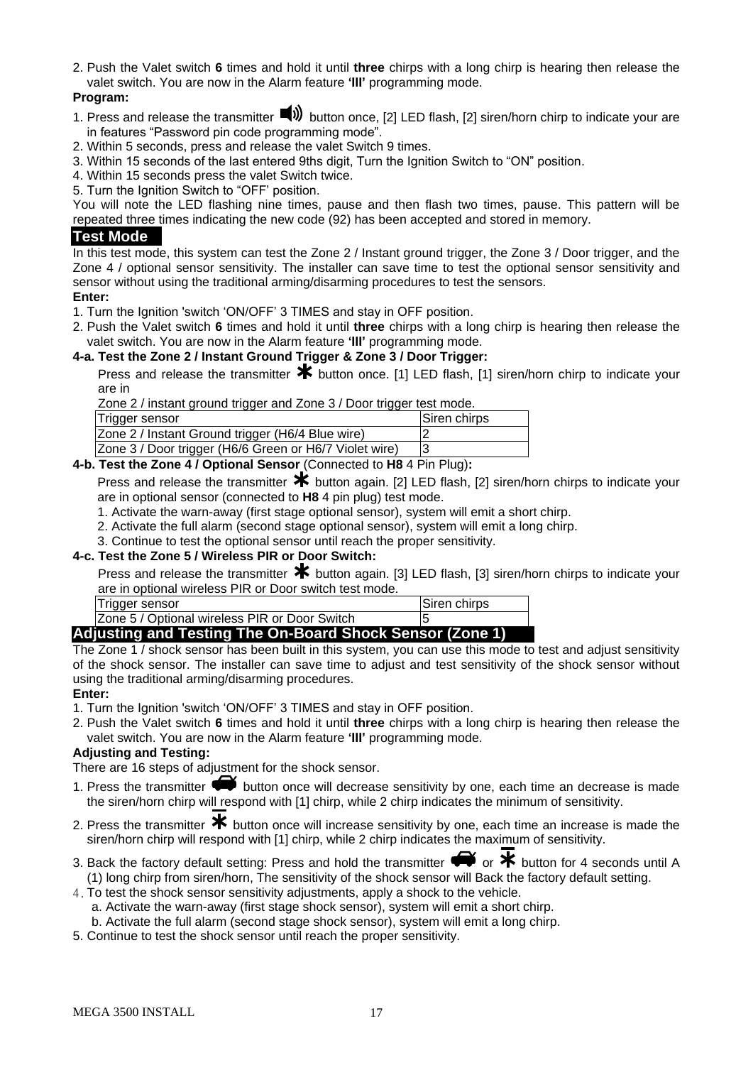2. Push the Valet switch **6** times and hold it until **three** chirps with a long chirp is hearing then release the valet switch. You are now in the Alarm feature **'III'** programming mode.

**Program:**

1. Press and release the transmitter 🔊 button once, [2] LED flash, [2] siren/horn chirp to indicate your are in features "Password pin code programming mode".
2. Within 5 seconds, press and release the valet Switch 9 times.
3. Within 15 seconds of the last entered 9ths digit, Turn the Ignition Switch to "ON" position.
4. Within 15 seconds press the valet Switch twice.
5. Turn the Ignition Switch to "OFF' position.

You will note the LED flashing nine times, pause and then flash two times, pause. This pattern will be repeated three times indicating the new code (92) has been accepted and stored in memory.

## Test Mode

In this test mode, this system can test the Zone 2 / Instant ground trigger, the Zone 3 / Door trigger, and the Zone 4 / optional sensor sensitivity. The installer can save time to test the optional sensor sensitivity and sensor without using the traditional arming/disarming procedures to test the sensors.

**Enter:**

1. Turn the Ignition 'switch 'ON/OFF' 3 TIMES and stay in OFF position.
2. Push the Valet switch **6** times and hold it until **three** chirps with a long chirp is hearing then release the valet switch. You are now in the Alarm feature **'III'** programming mode.

**4-a. Test the Zone 2 / Instant Ground Trigger & Zone 3 / Door Trigger:**

Press and release the transmitter ✱ button once. [1] LED flash, [1] siren/horn chirp to indicate your are in

Zone 2 / instant ground trigger and Zone 3 / Door trigger test mode.

| Trigger sensor | Siren chirps |
|---|---|
| Zone 2 / Instant Ground trigger (H6/4 Blue wire) | 2 |
| Zone 3 / Door trigger (H6/6 Green or H6/7 Violet wire) | 3 |

**4-b. Test the Zone 4 / Optional Sensor** (Connected to **H8** 4 Pin Plug)**:**

Press and release the transmitter ✱ button again. [2] LED flash, [2] siren/horn chirps to indicate your are in optional sensor (connected to **H8** 4 pin plug) test mode.

1. Activate the warn-away (first stage optional sensor), system will emit a short chirp.
2. Activate the full alarm (second stage optional sensor), system will emit a long chirp.
3. Continue to test the optional sensor until reach the proper sensitivity.

**4-c. Test the Zone 5 / Wireless PIR or Door Switch:**

Press and release the transmitter ✱ button again. [3] LED flash, [3] siren/horn chirps to indicate your are in optional wireless PIR or Door switch test mode.

| Trigger sensor | Siren chirps |
|---|---|
| Zone 5 / Optional wireless PIR or Door Switch | 5 |

## Adjusting and Testing The On-Board Shock Sensor (Zone 1)

The Zone 1 / shock sensor has been built in this system, you can use this mode to test and adjust sensitivity of the shock sensor. The installer can save time to adjust and test sensitivity of the shock sensor without using the traditional arming/disarming procedures.

**Enter:**

1. Turn the Ignition 'switch 'ON/OFF' 3 TIMES and stay in OFF position.
2. Push the Valet switch **6** times and hold it until **three** chirps with a long chirp is hearing then release the valet switch. You are now in the Alarm feature **'III'** programming mode.

**Adjusting and Testing:**

There are 16 steps of adjustment for the shock sensor.

1. Press the transmitter 🚗 button once will decrease sensitivity by one, each time an decrease is made the siren/horn chirp will respond with [1] chirp, while 2 chirp indicates the minimum of sensitivity.
2. Press the transmitter ✱ button once will increase sensitivity by one, each time an increase is made the siren/horn chirp will respond with [1] chirp, while 2 chirp indicates the maximum of sensitivity.
3. Back the factory default setting: Press and hold the transmitter 🚗 or ✱ button for 4 seconds until A (1) long chirp from siren/horn, The sensitivity of the shock sensor will Back the factory default setting.
4. To test the shock sensor sensitivity adjustments, apply a shock to the vehicle.
   a. Activate the warn-away (first stage shock sensor), system will emit a short chirp.
   b. Activate the full alarm (second stage shock sensor), system will emit a long chirp.
5. Continue to test the shock sensor until reach the proper sensitivity.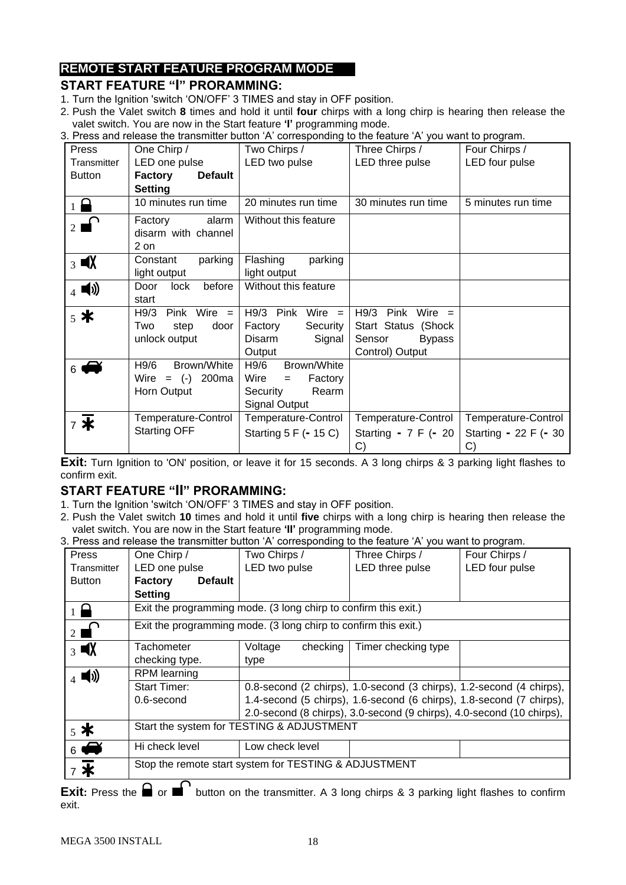## REMOTE START FEATURE PROGRAM MODE

### START FEATURE "I" PRORAMMING:

1. Turn the Ignition 'switch 'ON/OFF' 3 TIMES and stay in OFF position.
2. Push the Valet switch **8** times and hold it until **four** chirps with a long chirp is hearing then release the valet switch. You are now in the Start feature **'I'** programming mode.
3. Press and release the transmitter button 'A' corresponding to the feature 'A' you want to program.

| Press Transmitter Button | One Chirp / LED one pulse **Factory Default Setting** | Two Chirps / LED two pulse | Three Chirps / LED three pulse | Four Chirps / LED four pulse |
|---|---|---|---|---|
| 1 (lock) | 10 minutes run time | 20 minutes run time | 30 minutes run time | 5 minutes run time |
| 2 (unlock) | Factory alarm disarm with channel 2 on | Without this feature | | |
| 3 (mute) | Constant parking light output | Flashing parking light output | | |
| 4 (sound) | Door lock before start | Without this feature | | |
| 5 * | H9/3 Pink Wire = Two step door unlock output | H9/3 Pink Wire = Factory Security Disarm Signal Output | H9/3 Pink Wire = Start Status (Shock Sensor Bypass Control) Output | |
| 6 (car) | H9/6 Brown/White Wire = (-) 200ma Horn Output | H9/6 Brown/White Wire = Factory Security Rearm Signal Output | | |
| 7 * | Temperature-Control Starting OFF | Temperature-Control Starting 5 F (- 15 C) | Temperature-Control Starting - 7 F (- 20 C) | Temperature-Control Starting - 22 F (- 30 C) |

**Exit:** Turn Ignition to 'ON' position, or leave it for 15 seconds. A 3 long chirps & 3 parking light flashes to confirm exit.

### START FEATURE "II" PRORAMMING:

1. Turn the Ignition 'switch 'ON/OFF' 3 TIMES and stay in OFF position.
2. Push the Valet switch **10** times and hold it until **five** chirps with a long chirp is hearing then release the valet switch. You are now in the Start feature **'II'** programming mode.
3. Press and release the transmitter button 'A' corresponding to the feature 'A' you want to program.

| Press Transmitter Button | One Chirp / LED one pulse **Factory Default Setting** | Two Chirps / LED two pulse | Three Chirps / LED three pulse | Four Chirps / LED four pulse |
|---|---|---|---|---|
| 1 (lock) | Exit the programming mode. (3 long chirp to confirm this exit.) | | | |
| 2 (unlock) | Exit the programming mode. (3 long chirp to confirm this exit.) | | | |
| 3 (mute) | Tachometer checking type. | Voltage checking type | Timer checking type | |
| 4 (sound) | RPM learning | | | |
| | Start Timer: 0.6-second | 0.8-second (2 chirps), 1.0-second (3 chirps), 1.2-second (4 chirps), 1.4-second (5 chirps), 1.6-second (6 chirps), 1.8-second (7 chirps), 2.0-second (8 chirps), 3.0-second (9 chirps), 4.0-second (10 chirps), | | |
| 5 * | Start the system for TESTING & ADJUSTMENT | | | |
| 6 (car) | Hi check level | Low check level | | |
| 7 * | Stop the remote start system for TESTING & ADJUSTMENT | | | |

**Exit:** Press the (lock) or (unlock) button on the transmitter. A 3 long chirps & 3 parking light flashes to confirm exit.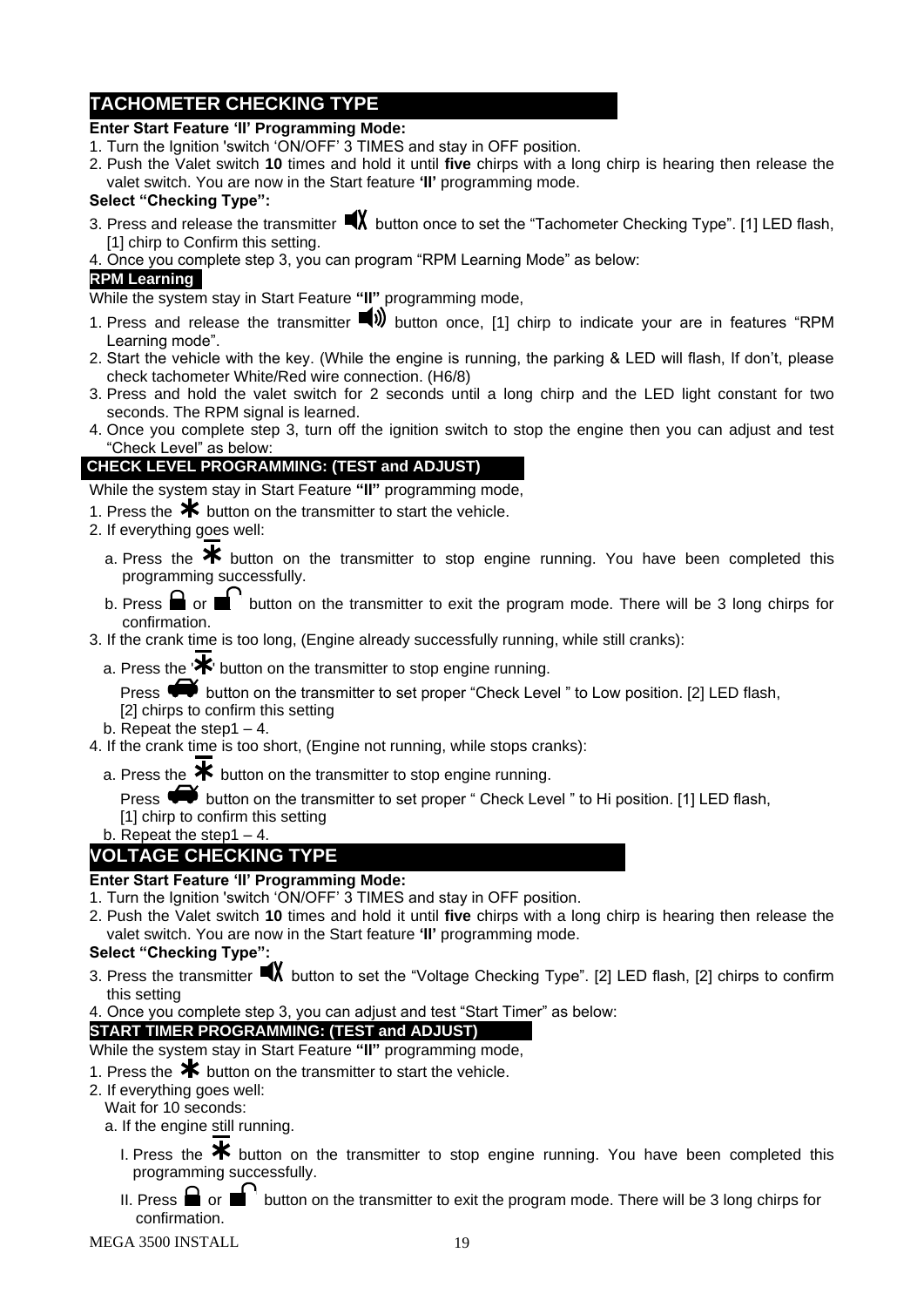## TACHOMETER CHECKING TYPE

**Enter Start Feature 'II' Programming Mode:**

1. Turn the Ignition 'switch 'ON/OFF' 3 TIMES and stay in OFF position.
2. Push the Valet switch **10** times and hold it until **five** chirps with a long chirp is hearing then release the valet switch. You are now in the Start feature **'II'** programming mode.

**Select "Checking Type":**

3. Press and release the transmitter button once to set the "Tachometer Checking Type". [1] LED flash, [1] chirp to Confirm this setting.
4. Once you complete step 3, you can program "RPM Learning Mode" as below:

**RPM Learning**

While the system stay in Start Feature **"II"** programming mode,

1. Press and release the transmitter button once, [1] chirp to indicate your are in features "RPM Learning mode".
2. Start the vehicle with the key. (While the engine is running, the parking & LED will flash, If don't, please check tachometer White/Red wire connection. (H6/8)
3. Press and hold the valet switch for 2 seconds until a long chirp and the LED light constant for two seconds. The RPM signal is learned.
4. Once you complete step 3, turn off the ignition switch to stop the engine then you can adjust and test "Check Level" as below:

**CHECK LEVEL PROGRAMMING: (TEST and ADJUST)**

While the system stay in Start Feature **"II"** programming mode,

1. Press the button on the transmitter to start the vehicle.
2. If everything goes well:
   a. Press the button on the transmitter to stop engine running. You have been completed this programming successfully.
   b. Press or button on the transmitter to exit the program mode. There will be 3 long chirps for confirmation.
3. If the crank time is too long, (Engine already successfully running, while still cranks):
   a. Press the ' ' button on the transmitter to stop engine running.
      Press button on the transmitter to set proper "Check Level " to Low position. [2] LED flash, [2] chirps to confirm this setting
   b. Repeat the step1 – 4.
4. If the crank time is too short, (Engine not running, while stops cranks):
   a. Press the button on the transmitter to stop engine running.
      Press button on the transmitter to set proper " Check Level " to Hi position. [1] LED flash, [1] chirp to confirm this setting
   b. Repeat the step1 – 4.

## VOLTAGE CHECKING TYPE

**Enter Start Feature 'II' Programming Mode:**

1. Turn the Ignition 'switch 'ON/OFF' 3 TIMES and stay in OFF position.
2. Push the Valet switch **10** times and hold it until **five** chirps with a long chirp is hearing then release the valet switch. You are now in the Start feature **'II'** programming mode.

**Select "Checking Type":**

3. Press the transmitter button to set the "Voltage Checking Type". [2] LED flash, [2] chirps to confirm this setting
4. Once you complete step 3, you can adjust and test "Start Timer" as below:

**START TIMER PROGRAMMING: (TEST and ADJUST)**

While the system stay in Start Feature **"II"** programming mode,

1. Press the button on the transmitter to start the vehicle.
2. If everything goes well:
   Wait for 10 seconds:
   a. If the engine still running.
      I. Press the button on the transmitter to stop engine running. You have been completed this programming successfully.
      II. Press or button on the transmitter to exit the program mode. There will be 3 long chirps for confirmation.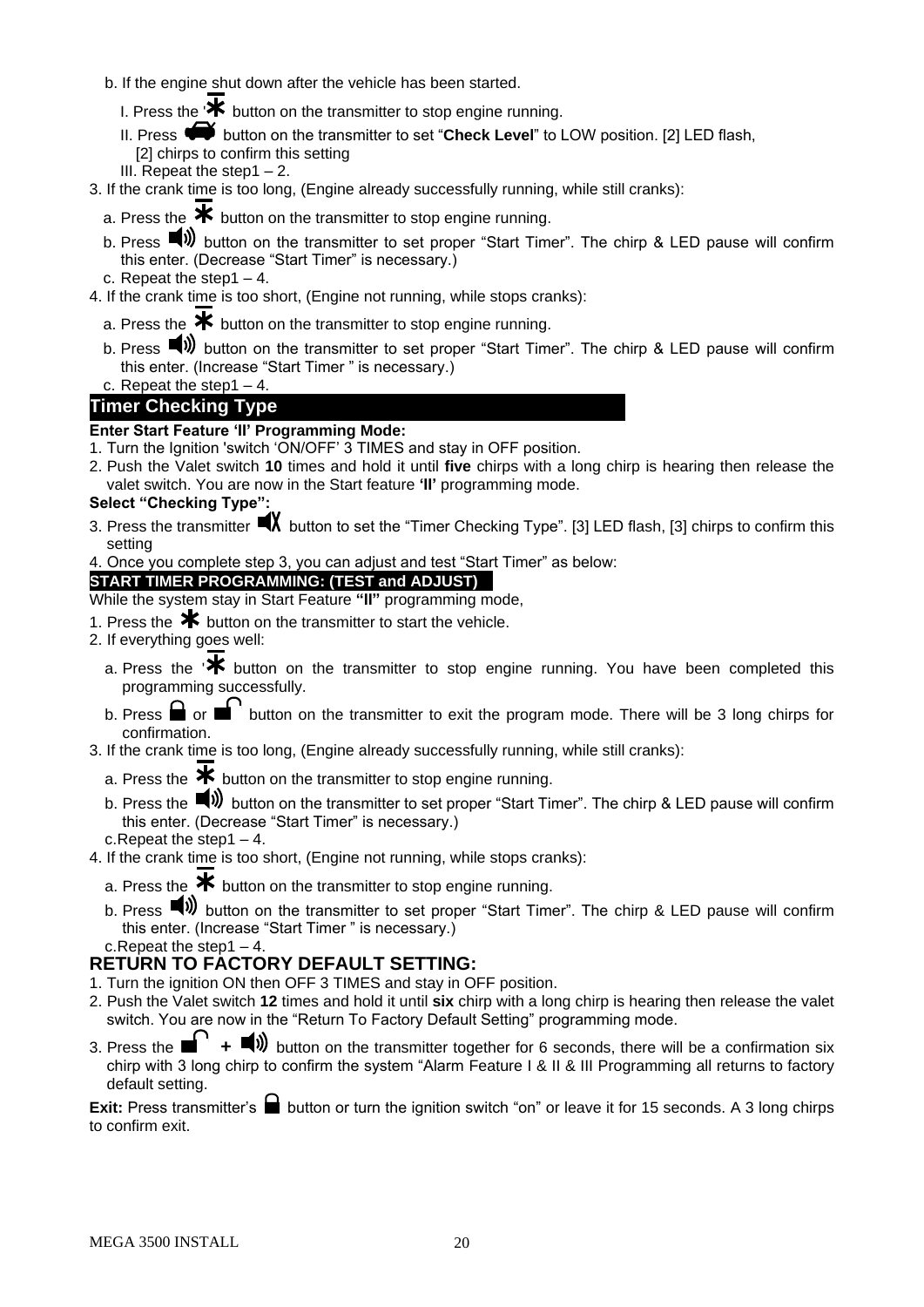b. If the engine shut down after the vehicle has been started.

I. Press the '✱ button on the transmitter to stop engine running.

II. Press button on the transmitter to set "**Check Level**" to LOW position. [2] LED flash, [2] chirps to confirm this setting

III. Repeat the step1 – 2.

3. If the crank time is too long, (Engine already successfully running, while still cranks):
   a. Press the ✱ button on the transmitter to stop engine running.
   b. Press button on the transmitter to set proper "Start Timer". The chirp & LED pause will confirm this enter. (Decrease "Start Timer" is necessary.)
   c. Repeat the step1 – 4.
4. If the crank time is too short, (Engine not running, while stops cranks):
   a. Press the ✱ button on the transmitter to stop engine running.
   b. Press button on the transmitter to set proper "Start Timer". The chirp & LED pause will confirm this enter. (Increase "Start Timer " is necessary.)
   c. Repeat the step1 – 4.

## Timer Checking Type

**Enter Start Feature 'II' Programming Mode:**

1. Turn the Ignition 'switch 'ON/OFF' 3 TIMES and stay in OFF position.
2. Push the Valet switch **10** times and hold it until **five** chirps with a long chirp is hearing then release the valet switch. You are now in the Start feature **'II'** programming mode.

**Select "Checking Type":**

3. Press the transmitter button to set the "Timer Checking Type". [3] LED flash, [3] chirps to confirm this setting
4. Once you complete step 3, you can adjust and test "Start Timer" as below:

**START TIMER PROGRAMMING: (TEST and ADJUST)**

While the system stay in Start Feature **"II"** programming mode,

1. Press the ✱ button on the transmitter to start the vehicle.
2. If everything goes well:
   a. Press the '✱ button on the transmitter to stop engine running. You have been completed this programming successfully.
   b. Press or button on the transmitter to exit the program mode. There will be 3 long chirps for confirmation.
3. If the crank time is too long, (Engine already successfully running, while still cranks):
   a. Press the ✱ button on the transmitter to stop engine running.
   b. Press the button on the transmitter to set proper "Start Timer". The chirp & LED pause will confirm this enter. (Decrease "Start Timer" is necessary.)
   c.Repeat the step1 – 4.
4. If the crank time is too short, (Engine not running, while stops cranks):
   a. Press the ✱ button on the transmitter to stop engine running.
   b. Press button on the transmitter to set proper "Start Timer". The chirp & LED pause will confirm this enter. (Increase "Start Timer " is necessary.)
   c.Repeat the step1 – 4.

## RETURN TO FACTORY DEFAULT SETTING:

1. Turn the ignition ON then OFF 3 TIMES and stay in OFF position.
2. Push the Valet switch **12** times and hold it until **six** chirp with a long chirp is hearing then release the valet switch. You are now in the "Return To Factory Default Setting" programming mode.
3. Press the **+** button on the transmitter together for 6 seconds, there will be a confirmation six chirp with 3 long chirp to confirm the system "Alarm Feature I & II & III Programming all returns to factory default setting.

**Exit:** Press transmitter's button or turn the ignition switch "on" or leave it for 15 seconds. A 3 long chirps to confirm exit.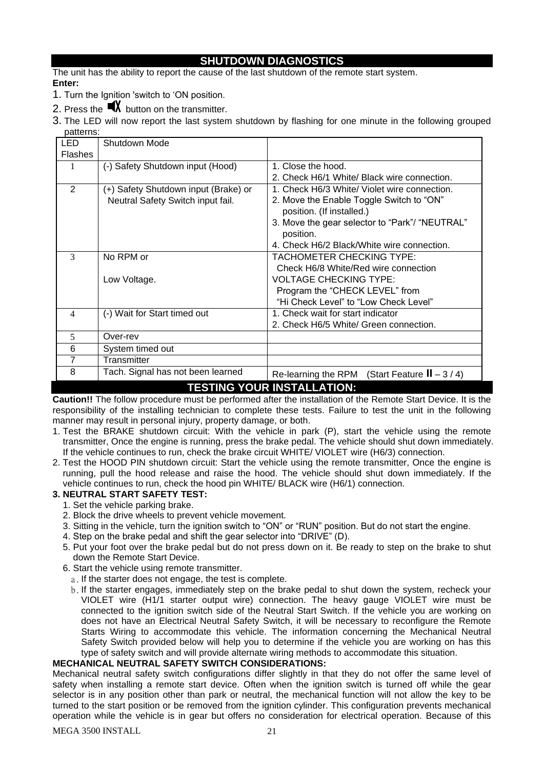## SHUTDOWN DIAGNOSTICS

The unit has the ability to report the cause of the last shutdown of the remote start system.

**Enter:**

1. Turn the Ignition 'switch to 'ON position.
2. Press the 🔇 button on the transmitter.
3. The LED will now report the last system shutdown by flashing for one minute in the following grouped patterns:

| LED Flashes | Shutdown Mode | |
|---|---|---|
| 1 | (-) Safety Shutdown input (Hood) | 1. Close the hood.<br>2. Check H6/1 White/ Black wire connection. |
| 2 | (+) Safety Shutdown input (Brake) or Neutral Safety Switch input fail. | 1. Check H6/3 White/ Violet wire connection.<br>2. Move the Enable Toggle Switch to "ON" position. (If installed.)<br>3. Move the gear selector to "Park"/ "NEUTRAL" position.<br>4. Check H6/2 Black/White wire connection. |
| 3 | No RPM or<br><br>Low Voltage. | TACHOMETER CHECKING TYPE:<br>Check H6/8 White/Red wire connection<br>VOLTAGE CHECKING TYPE:<br>Program the "CHECK LEVEL" from "Hi Check Level" to "Low Check Level" |
| 4 | (-) Wait for Start timed out | 1. Check wait for start indicator<br>2. Check H6/5 White/ Green connection. |
| 5 | Over-rev | |
| 6 | System timed out | |
| 7 | Transmitter | |
| 8 | Tach. Signal has not been learned | Re-learning the RPM (Start Feature II – 3 / 4) |

## TESTING YOUR INSTALLATION:

**Caution!!** The follow procedure must be performed after the installation of the Remote Start Device. It is the responsibility of the installing technician to complete these tests. Failure to test the unit in the following manner may result in personal injury, property damage, or both.

1. Test the BRAKE shutdown circuit: With the vehicle in park (P), start the vehicle using the remote transmitter, Once the engine is running, press the brake pedal. The vehicle should shut down immediately. If the vehicle continues to run, check the brake circuit WHITE/ VIOLET wire (H6/3) connection.
2. Test the HOOD PIN shutdown circuit: Start the vehicle using the remote transmitter, Once the engine is running, pull the hood release and raise the hood. The vehicle should shut down immediately. If the vehicle continues to run, check the hood pin WHITE/ BLACK wire (H6/1) connection.

**3. NEUTRAL START SAFETY TEST:**

1. Set the vehicle parking brake.
2. Block the drive wheels to prevent vehicle movement.
3. Sitting in the vehicle, turn the ignition switch to "ON" or "RUN" position. But do not start the engine.
4. Step on the brake pedal and shift the gear selector into "DRIVE" (D).
5. Put your foot over the brake pedal but do not press down on it. Be ready to step on the brake to shut down the Remote Start Device.
6. Start the vehicle using remote transmitter.
   a. If the starter does not engage, the test is complete.
   b. If the starter engages, immediately step on the brake pedal to shut down the system, recheck your VIOLET wire (H1/1 starter output wire) connection. The heavy gauge VIOLET wire must be connected to the ignition switch side of the Neutral Start Switch. If the vehicle you are working on does not have an Electrical Neutral Safety Switch, it will be necessary to reconfigure the Remote Starts Wiring to accommodate this vehicle. The information concerning the Mechanical Neutral Safety Switch provided below will help you to determine if the vehicle you are working on has this type of safety switch and will provide alternate wiring methods to accommodate this situation.

**MECHANICAL NEUTRAL SAFETY SWITCH CONSIDERATIONS:**

Mechanical neutral safety switch configurations differ slightly in that they do not offer the same level of safety when installing a remote start device. Often when the ignition switch is turned off while the gear selector is in any position other than park or neutral, the mechanical function will not allow the key to be turned to the start position or be removed from the ignition cylinder. This configuration prevents mechanical operation while the vehicle is in gear but offers no consideration for electrical operation. Because of this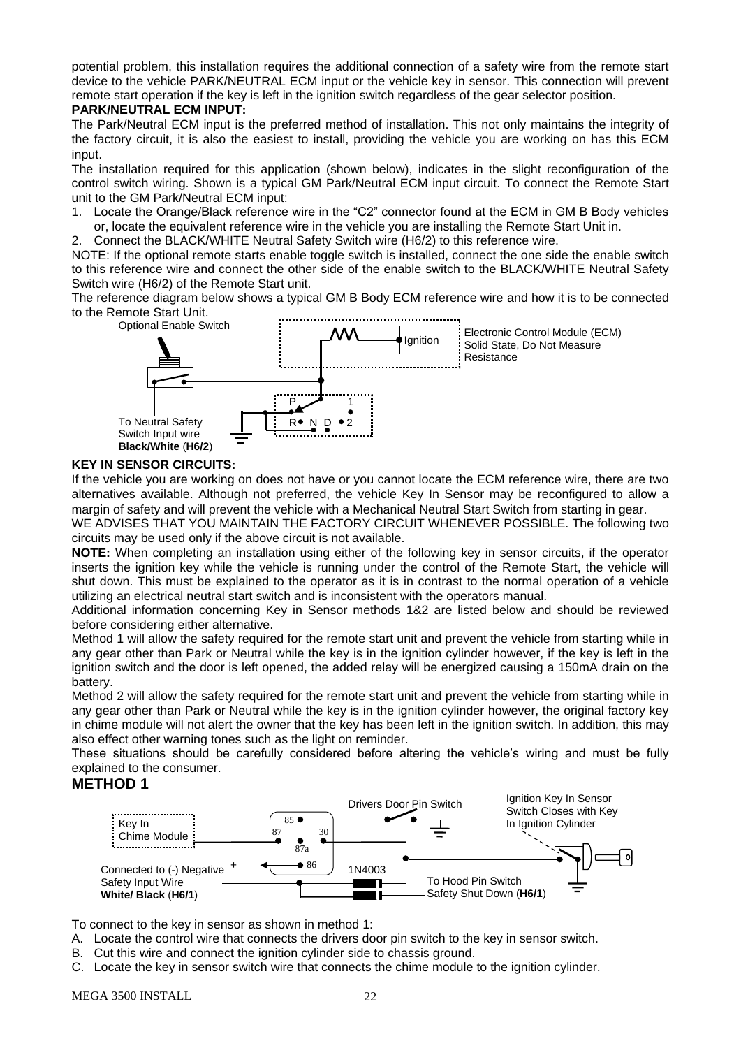potential problem, this installation requires the additional connection of a safety wire from the remote start device to the vehicle PARK/NEUTRAL ECM input or the vehicle key in sensor. This connection will prevent remote start operation if the key is left in the ignition switch regardless of the gear selector position.

**PARK/NEUTRAL ECM INPUT:**

The Park/Neutral ECM input is the preferred method of installation. This not only maintains the integrity of the factory circuit, it is also the easiest to install, providing the vehicle you are working on has this ECM input.

The installation required for this application (shown below), indicates in the slight reconfiguration of the control switch wiring. Shown is a typical GM Park/Neutral ECM input circuit. To connect the Remote Start unit to the GM Park/Neutral ECM input:

1. Locate the Orange/Black reference wire in the "C2" connector found at the ECM in GM B Body vehicles or, locate the equivalent reference wire in the vehicle you are installing the Remote Start Unit in.
2. Connect the BLACK/WHITE Neutral Safety Switch wire (H6/2) to this reference wire.

NOTE: If the optional remote starts enable toggle switch is installed, connect the one side the enable switch to this reference wire and connect the other side of the enable switch to the BLACK/WHITE Neutral Safety Switch wire (H6/2) of the Remote Start unit.

The reference diagram below shows a typical GM B Body ECM reference wire and how it is to be connected to the Remote Start Unit.

Optional Enable Switch

Ignition

Electronic Control Module (ECM) Solid State, Do Not Measure Resistance

P 1

R N D 2

To Neutral Safety Switch Input wire **Black/White** (**H6/2**)

**KEY IN SENSOR CIRCUITS:**

If the vehicle you are working on does not have or you cannot locate the ECM reference wire, there are two alternatives available. Although not preferred, the vehicle Key In Sensor may be reconfigured to allow a margin of safety and will prevent the vehicle with a Mechanical Neutral Start Switch from starting in gear.

WE ADVISES THAT YOU MAINTAIN THE FACTORY CIRCUIT WHENEVER POSSIBLE. The following two circuits may be used only if the above circuit is not available.

**NOTE:** When completing an installation using either of the following key in sensor circuits, if the operator inserts the ignition key while the vehicle is running under the control of the Remote Start, the vehicle will shut down. This must be explained to the operator as it is in contrast to the normal operation of a vehicle utilizing an electrical neutral start switch and is inconsistent with the operators manual.

Additional information concerning Key in Sensor methods 1&2 are listed below and should be reviewed before considering either alternative.

Method 1 will allow the safety required for the remote start unit and prevent the vehicle from starting while in any gear other than Park or Neutral while the key is in the ignition cylinder however, if the key is left in the ignition switch and the door is left opened, the added relay will be energized causing a 150mA drain on the battery.

Method 2 will allow the safety required for the remote start unit and prevent the vehicle from starting while in any gear other than Park or Neutral while the key is in the ignition cylinder however, the original factory key in chime module will not alert the owner that the key has been left in the ignition switch. In addition, this may also effect other warning tones such as the light on reminder.

These situations should be carefully considered before altering the vehicle's wiring and must be fully explained to the consumer.

## METHOD 1

Key In Chime Module

85 87 30 87a 86

Drivers Door Pin Switch

Ignition Key In Sensor Switch Closes with Key In Ignition Cylinder

Connected to (-) Negative Safety Input Wire **White/ Black** (**H6/1**) +

1N4003

To Hood Pin Switch Safety Shut Down (**H6/1**)

To connect to the key in sensor as shown in method 1:

A. Locate the control wire that connects the drivers door pin switch to the key in sensor switch.
B. Cut this wire and connect the ignition cylinder side to chassis ground.
C. Locate the key in sensor switch wire that connects the chime module to the ignition cylinder.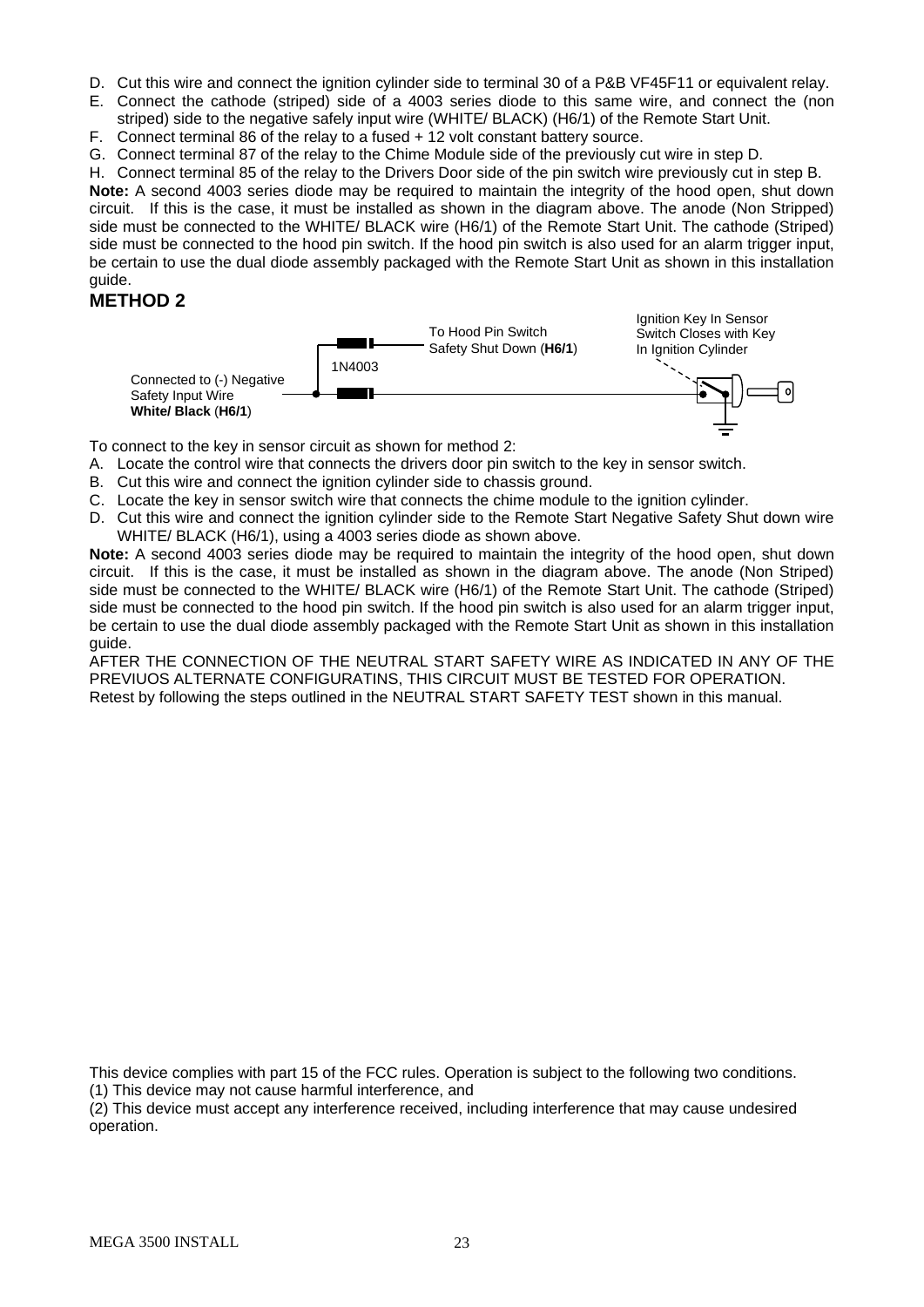D. Cut this wire and connect the ignition cylinder side to terminal 30 of a P&B VF45F11 or equivalent relay.
E. Connect the cathode (striped) side of a 4003 series diode to this same wire, and connect the (non striped) side to the negative safely input wire (WHITE/ BLACK) (H6/1) of the Remote Start Unit.
F. Connect terminal 86 of the relay to a fused + 12 volt constant battery source.
G. Connect terminal 87 of the relay to the Chime Module side of the previously cut wire in step D.
H. Connect terminal 85 of the relay to the Drivers Door side of the pin switch wire previously cut in step B.

**Note:** A second 4003 series diode may be required to maintain the integrity of the hood open, shut down circuit. If this is the case, it must be installed as shown in the diagram above. The anode (Non Stripped) side must be connected to the WHITE/ BLACK wire (H6/1) of the Remote Start Unit. The cathode (Striped) side must be connected to the hood pin switch. If the hood pin switch is also used for an alarm trigger input, be certain to use the dual diode assembly packaged with the Remote Start Unit as shown in this installation guide.

## METHOD 2

To Hood Pin Switch Safety Shut Down (**H6/1**)

Ignition Key In Sensor Switch Closes with Key In Ignition Cylinder

1N4003

Connected to (-) Negative Safety Input Wire **White/ Black** (**H6/1**)

To connect to the key in sensor circuit as shown for method 2:

A. Locate the control wire that connects the drivers door pin switch to the key in sensor switch.
B. Cut this wire and connect the ignition cylinder side to chassis ground.
C. Locate the key in sensor switch wire that connects the chime module to the ignition cylinder.
D. Cut this wire and connect the ignition cylinder side to the Remote Start Negative Safety Shut down wire WHITE/ BLACK (H6/1), using a 4003 series diode as shown above.

**Note:** A second 4003 series diode may be required to maintain the integrity of the hood open, shut down circuit. If this is the case, it must be installed as shown in the diagram above. The anode (Non Striped) side must be connected to the WHITE/ BLACK wire (H6/1) of the Remote Start Unit. The cathode (Striped) side must be connected to the hood pin switch. If the hood pin switch is also used for an alarm trigger input, be certain to use the dual diode assembly packaged with the Remote Start Unit as shown in this installation guide.

AFTER THE CONNECTION OF THE NEUTRAL START SAFETY WIRE AS INDICATED IN ANY OF THE PREVIUOS ALTERNATE CONFIGURATINS, THIS CIRCUIT MUST BE TESTED FOR OPERATION.
Retest by following the steps outlined in the NEUTRAL START SAFETY TEST shown in this manual.

This device complies with part 15 of the FCC rules. Operation is subject to the following two conditions.
(1) This device may not cause harmful interference, and
(2) This device must accept any interference received, including interference that may cause undesired operation.